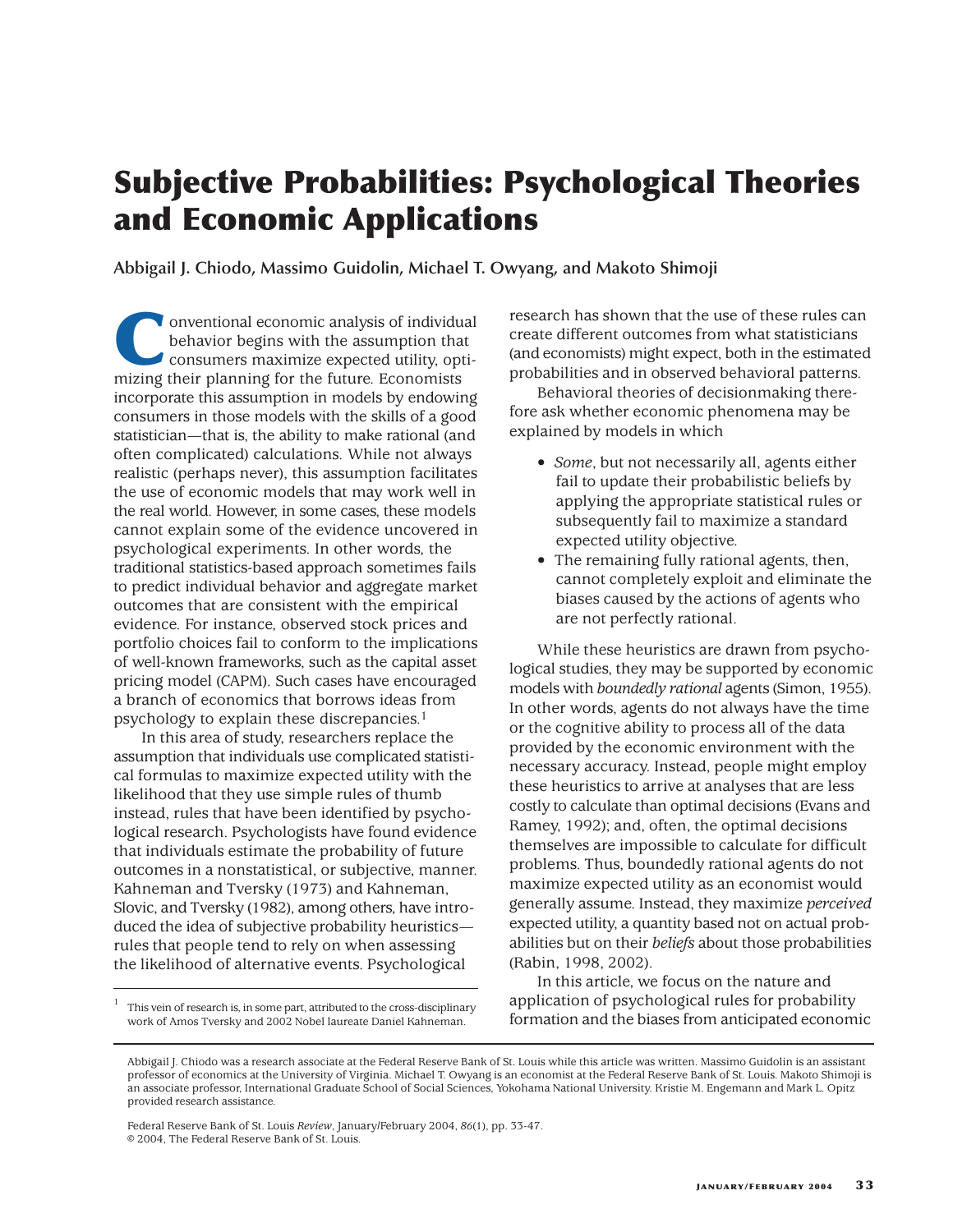# Subjective Probabilities: Psychological Theories and Economic Applications

**Abbigail J. Chiodo, Massimo Guidolin, Michael T. Owyang, and Makoto Shimoji**

Conventional economic analysis of individual behavior begins with the assumption that consumers maximize expected utility, optimizing their planning for the future. Economists incorporate this assumption in models by endowing consumers in those models with the skills of a good statistician—that is, the ability to make rational (and often complicated) calculations. While not always realistic (perhaps never), this assumption facilitates the use of economic models that may work well in the real world. However, in some cases, these models cannot explain some of the evidence uncovered in psychological experiments. In other words, the traditional statistics-based approach sometimes fails to predict individual behavior and aggregate market outcomes that are consistent with the empirical evidence. For instance, observed stock prices and portfolio choices fail to conform to the implications of well-known frameworks, such as the capital asset pricing model (CAPM). Such cases have encouraged a branch of economics that borrows ideas from psychology to explain these discrepancies.[1]

In this area of study, researchers replace the assumption that individuals use complicated statistical formulas to maximize expected utility with the likelihood that they use simple rules of thumb instead, rules that have been identified by psychological research. Psychologists have found evidence that individuals estimate the probability of future outcomes in a nonstatistical, or subjective, manner. Kahneman and Tversky (1973) and Kahneman, Slovic, and Tversky (1982), among others, have introduced the idea of subjective probability heuristics—rules that people tend to rely on when assessing the likelihood of alternative events. Psychological research has shown that the use of these rules can create different outcomes from what statisticians (and economists) might expect, both in the estimated probabilities and in observed behavioral patterns.

Behavioral theories of decisionmaking therefore ask whether economic phenomena may be explained by models in which

- *Some*, but not necessarily all, agents either fail to update their probabilistic beliefs by applying the appropriate statistical rules or subsequently fail to maximize a standard expected utility objective.
- The remaining fully rational agents, then, cannot completely exploit and eliminate the biases caused by the actions of agents who are not perfectly rational.

While these heuristics are drawn from psychological studies, they may be supported by economic models with *boundedly rational* agents (Simon, 1955). In other words, agents do not always have the time or the cognitive ability to process all of the data provided by the economic environment with the necessary accuracy. Instead, people might employ these heuristics to arrive at analyses that are less costly to calculate than optimal decisions (Evans and Ramey, 1992); and, often, the optimal decisions themselves are impossible to calculate for difficult problems. Thus, boundedly rational agents do not maximize expected utility as an economist would generally assume. Instead, they maximize *perceived* expected utility, a quantity based not on actual probabilities but on their *beliefs* about those probabilities (Rabin, 1998, 2002).

In this article, we focus on the nature and application of psychological rules for probability formation and the biases from anticipated economic

[1] This vein of research is, in some part, attributed to the cross-disciplinary work of Amos Tversky and 2002 Nobel laureate Daniel Kahneman.

Abbigail J. Chiodo was a research associate at the Federal Reserve Bank of St. Louis while this article was written. Massimo Guidolin is an assistant professor of economics at the University of Virginia. Michael T. Owyang is an economist at the Federal Reserve Bank of St. Louis. Makoto Shimoji is an associate professor, International Graduate School of Social Sciences, Yokohama National University. Kristie M. Engemann and Mark L. Opitz provided research assistance.

Federal Reserve Bank of St. Louis *Review*, January/February 2004, *86*(1), pp. 33-47.
© 2004, The Federal Reserve Bank of St. Louis.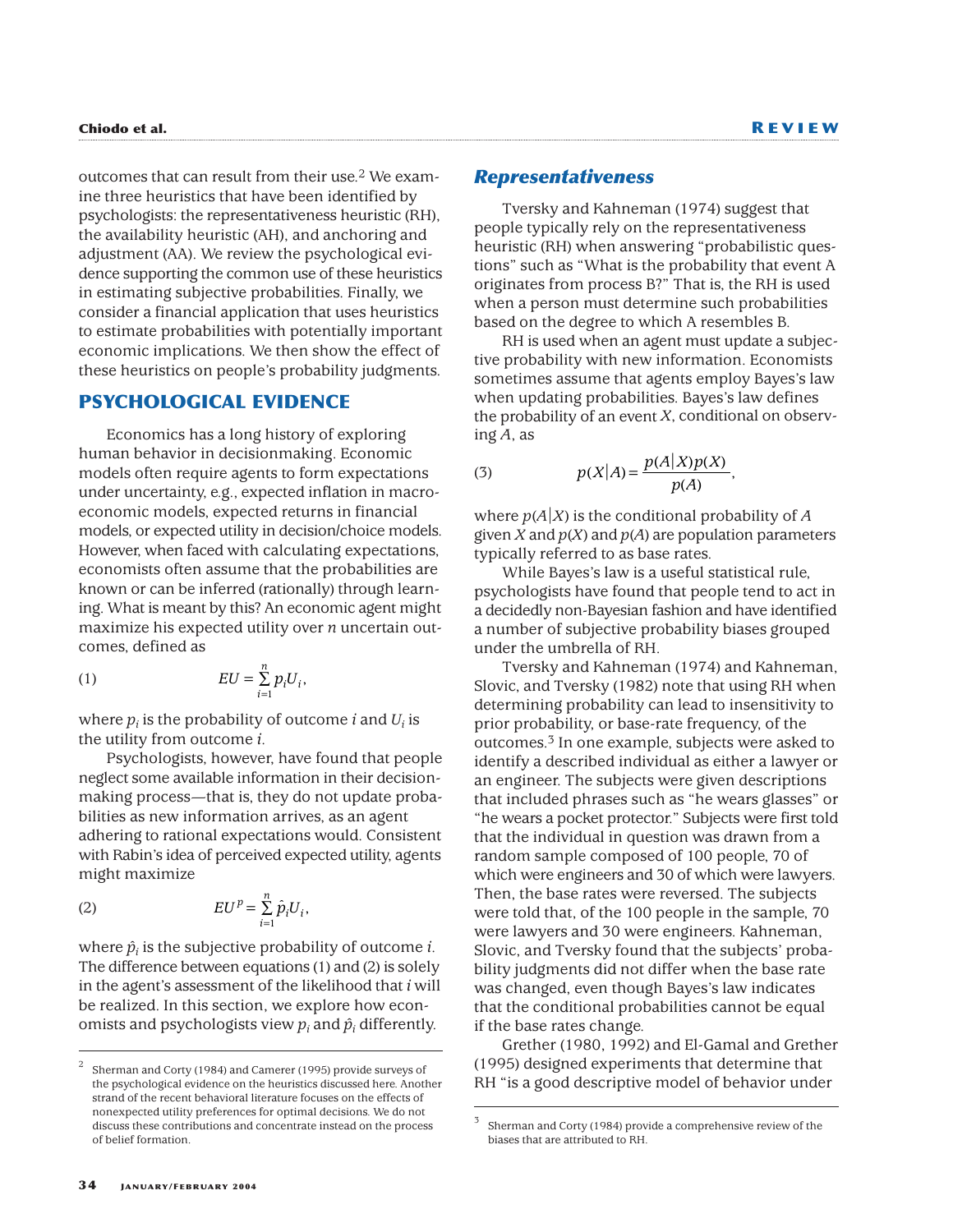outcomes that can result from their use.[2] We examine three heuristics that have been identified by psychologists: the representativeness heuristic (RH), the availability heuristic (AH), and anchoring and adjustment (AA). We review the psychological evidence supporting the common use of these heuristics in estimating subjective probabilities. Finally, we consider a financial application that uses heuristics to estimate probabilities with potentially important economic implications. We then show the effect of these heuristics on people's probability judgments.

## PSYCHOLOGICAL EVIDENCE

Economics has a long history of exploring human behavior in decisionmaking. Economic models often require agents to form expectations under uncertainty, e.g., expected inflation in macroeconomic models, expected returns in financial models, or expected utility in decision/choice models. However, when faced with calculating expectations, economists often assume that the probabilities are known or can be inferred (rationally) through learning. What is meant by this? An economic agent might maximize his expected utility over $n$ uncertain outcomes, defined as

$$EU = \sum_{i=1}^{n} p_i U_i, \tag{1}$$

where $p_i$ is the probability of outcome $i$ and $U_i$ is the utility from outcome $i$.

Psychologists, however, have found that people neglect some available information in their decisionmaking process—that is, they do not update probabilities as new information arrives, as an agent adhering to rational expectations would. Consistent with Rabin's idea of perceived expected utility, agents might maximize

$$EU^p = \sum_{i=1}^{n} \hat{p}_i U_i, \tag{2}$$

where $\hat{p}_i$ is the subjective probability of outcome $i$. The difference between equations (1) and (2) is solely in the agent's assessment of the likelihood that $i$ will be realized. In this section, we explore how economists and psychologists view $p_i$ and $\hat{p}_i$ differently.

### Representativeness

Tversky and Kahneman (1974) suggest that people typically rely on the representativeness heuristic (RH) when answering "probabilistic questions" such as "What is the probability that event A originates from process B?" That is, the RH is used when a person must determine such probabilities based on the degree to which A resembles B.

RH is used when an agent must update a subjective probability with new information. Economists sometimes assume that agents employ Bayes's law when updating probabilities. Bayes's law defines the probability of an event $X$, conditional on observing $A$, as

$$p(X|A) = \frac{p(A|X)p(X)}{p(A)}, \tag{3}$$

where $p(A|X)$ is the conditional probability of $A$ given $X$ and $p(X)$ and $p(A)$ are population parameters typically referred to as base rates.

While Bayes's law is a useful statistical rule, psychologists have found that people tend to act in a decidedly non-Bayesian fashion and have identified a number of subjective probability biases grouped under the umbrella of RH.

Tversky and Kahneman (1974) and Kahneman, Slovic, and Tversky (1982) note that using RH when determining probability can lead to insensitivity to prior probability, or base-rate frequency, of the outcomes.[3] In one example, subjects were asked to identify a described individual as either a lawyer or an engineer. The subjects were given descriptions that included phrases such as "he wears glasses" or "he wears a pocket protector." Subjects were first told that the individual in question was drawn from a random sample composed of 100 people, 70 of which were engineers and 30 of which were lawyers. Then, the base rates were reversed. The subjects were told that, of the 100 people in the sample, 70 were lawyers and 30 were engineers. Kahneman, Slovic, and Tversky found that the subjects' probability judgments did not differ when the base rate was changed, even though Bayes's law indicates that the conditional probabilities cannot be equal if the base rates change.

Grether (1980, 1992) and El-Gamal and Grether (1995) designed experiments that determine that RH "is a good descriptive model of behavior under

---

[2] Sherman and Corty (1984) and Camerer (1995) provide surveys of the psychological evidence on the heuristics discussed here. Another strand of the recent behavioral literature focuses on the effects of nonexpected utility preferences for optimal decisions. We do not discuss these contributions and concentrate instead on the process of belief formation.

[3] Sherman and Corty (1984) provide a comprehensive review of the biases that are attributed to RH.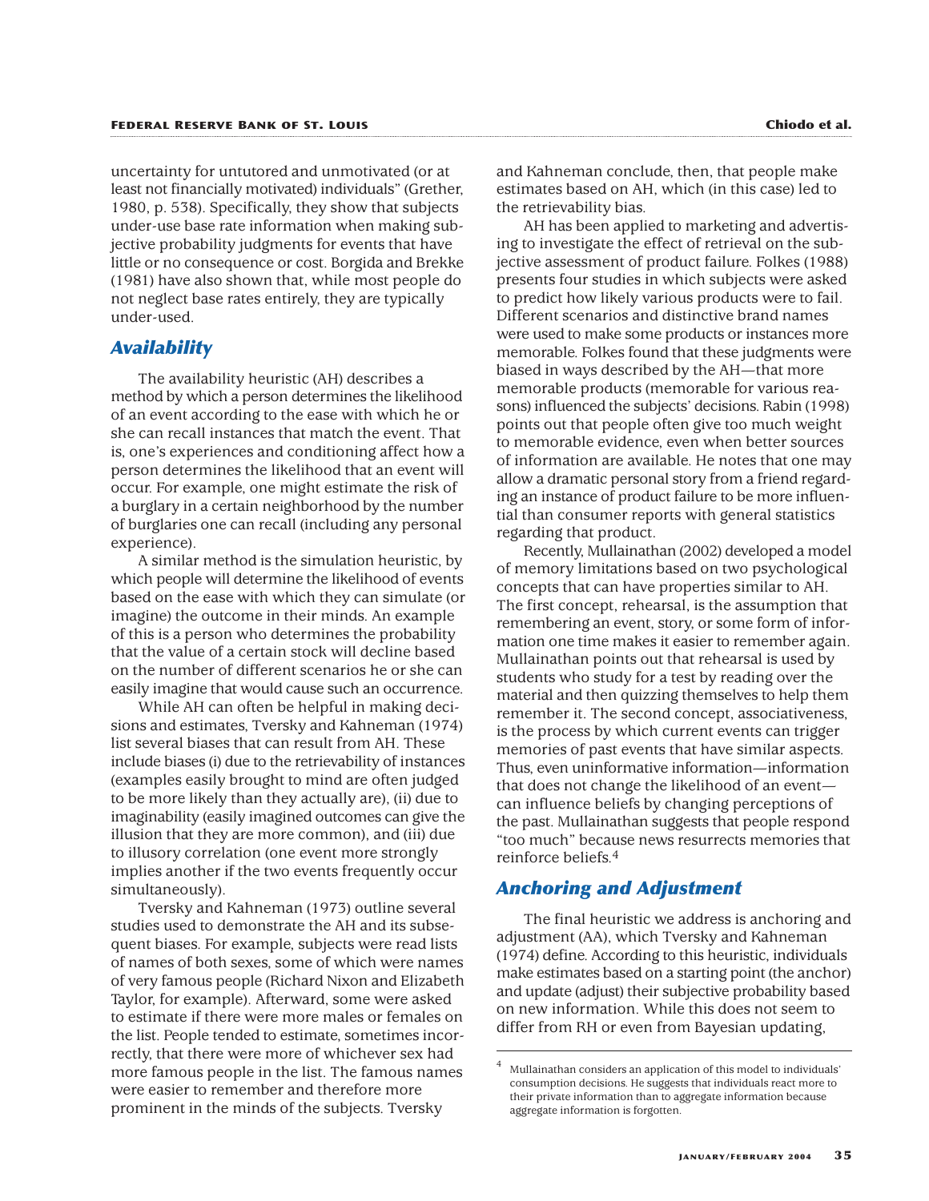uncertainty for untutored and unmotivated (or at least not financially motivated) individuals" (Grether, 1980, p. 538). Specifically, they show that subjects under-use base rate information when making subjective probability judgments for events that have little or no consequence or cost. Borgida and Brekke (1981) have also shown that, while most people do not neglect base rates entirely, they are typically under-used.

## Availability

The availability heuristic (AH) describes a method by which a person determines the likelihood of an event according to the ease with which he or she can recall instances that match the event. That is, one's experiences and conditioning affect how a person determines the likelihood that an event will occur. For example, one might estimate the risk of a burglary in a certain neighborhood by the number of burglaries one can recall (including any personal experience).

A similar method is the simulation heuristic, by which people will determine the likelihood of events based on the ease with which they can simulate (or imagine) the outcome in their minds. An example of this is a person who determines the probability that the value of a certain stock will decline based on the number of different scenarios he or she can easily imagine that would cause such an occurrence.

While AH can often be helpful in making decisions and estimates, Tversky and Kahneman (1974) list several biases that can result from AH. These include biases (i) due to the retrievability of instances (examples easily brought to mind are often judged to be more likely than they actually are), (ii) due to imaginability (easily imagined outcomes can give the illusion that they are more common), and (iii) due to illusory correlation (one event more strongly implies another if the two events frequently occur simultaneously).

Tversky and Kahneman (1973) outline several studies used to demonstrate the AH and its subsequent biases. For example, subjects were read lists of names of both sexes, some of which were names of very famous people (Richard Nixon and Elizabeth Taylor, for example). Afterward, some were asked to estimate if there were more males or females on the list. People tended to estimate, sometimes incorrectly, that there were more of whichever sex had more famous people in the list. The famous names were easier to remember and therefore more prominent in the minds of the subjects. Tversky and Kahneman conclude, then, that people make estimates based on AH, which (in this case) led to the retrievability bias.

AH has been applied to marketing and advertising to investigate the effect of retrieval on the subjective assessment of product failure. Folkes (1988) presents four studies in which subjects were asked to predict how likely various products were to fail. Different scenarios and distinctive brand names were used to make some products or instances more memorable. Folkes found that these judgments were biased in ways described by the AH—that more memorable products (memorable for various reasons) influenced the subjects' decisions. Rabin (1998) points out that people often give too much weight to memorable evidence, even when better sources of information are available. He notes that one may allow a dramatic personal story from a friend regarding an instance of product failure to be more influential than consumer reports with general statistics regarding that product.

Recently, Mullainathan (2002) developed a model of memory limitations based on two psychological concepts that can have properties similar to AH. The first concept, rehearsal, is the assumption that remembering an event, story, or some form of information one time makes it easier to remember again. Mullainathan points out that rehearsal is used by students who study for a test by reading over the material and then quizzing themselves to help them remember it. The second concept, associativeness, is the process by which current events can trigger memories of past events that have similar aspects. Thus, even uninformative information—information that does not change the likelihood of an event—can influence beliefs by changing perceptions of the past. Mullainathan suggests that people respond "too much" because news resurrects memories that reinforce beliefs.[4]

## Anchoring and Adjustment

The final heuristic we address is anchoring and adjustment (AA), which Tversky and Kahneman (1974) define. According to this heuristic, individuals make estimates based on a starting point (the anchor) and update (adjust) their subjective probability based on new information. While this does not seem to differ from RH or even from Bayesian updating,

[4] Mullainathan considers an application of this model to individuals' consumption decisions. He suggests that individuals react more to their private information than to aggregate information because aggregate information is forgotten.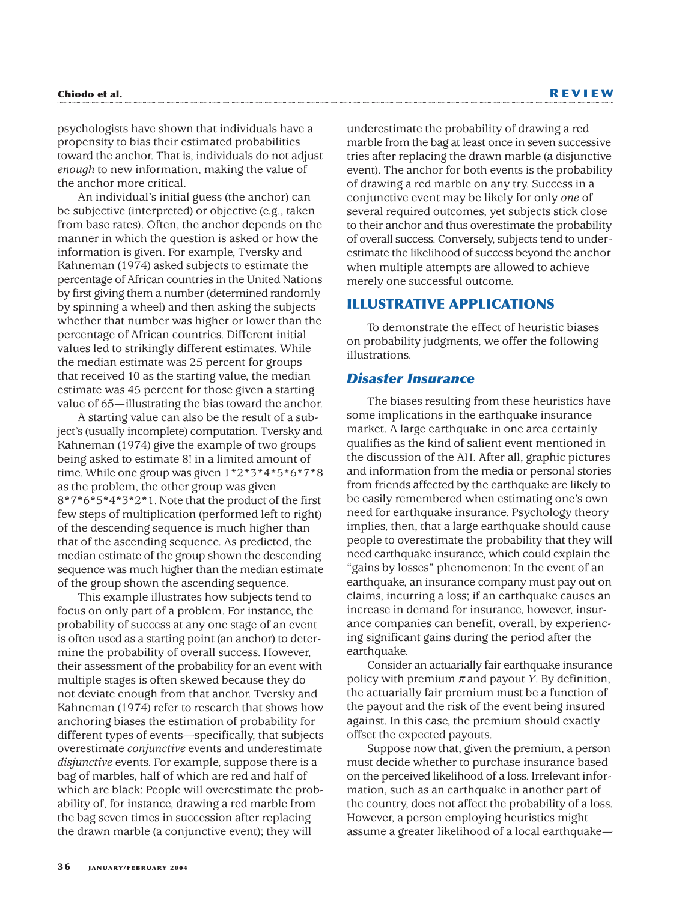psychologists have shown that individuals have a propensity to bias their estimated probabilities toward the anchor. That is, individuals do not adjust *enough* to new information, making the value of the anchor more critical.

An individual's initial guess (the anchor) can be subjective (interpreted) or objective (e.g., taken from base rates). Often, the anchor depends on the manner in which the question is asked or how the information is given. For example, Tversky and Kahneman (1974) asked subjects to estimate the percentage of African countries in the United Nations by first giving them a number (determined randomly by spinning a wheel) and then asking the subjects whether that number was higher or lower than the percentage of African countries. Different initial values led to strikingly different estimates. While the median estimate was 25 percent for groups that received 10 as the starting value, the median estimate was 45 percent for those given a starting value of 65—illustrating the bias toward the anchor.

A starting value can also be the result of a subject's (usually incomplete) computation. Tversky and Kahneman (1974) give the example of two groups being asked to estimate 8! in a limited amount of time. While one group was given 1*2*3*4*5*6*7*8 as the problem, the other group was given 8*7*6*5*4*3*2*1. Note that the product of the first few steps of multiplication (performed left to right) of the descending sequence is much higher than that of the ascending sequence. As predicted, the median estimate of the group shown the descending sequence was much higher than the median estimate of the group shown the ascending sequence.

This example illustrates how subjects tend to focus on only part of a problem. For instance, the probability of success at any one stage of an event is often used as a starting point (an anchor) to determine the probability of overall success. However, their assessment of the probability for an event with multiple stages is often skewed because they do not deviate enough from that anchor. Tversky and Kahneman (1974) refer to research that shows how anchoring biases the estimation of probability for different types of events—specifically, that subjects overestimate *conjunctive* events and underestimate *disjunctive* events. For example, suppose there is a bag of marbles, half of which are red and half of which are black: People will overestimate the probability of, for instance, drawing a red marble from the bag seven times in succession after replacing the drawn marble (a conjunctive event); they will underestimate the probability of drawing a red marble from the bag at least once in seven successive tries after replacing the drawn marble (a disjunctive event). The anchor for both events is the probability of drawing a red marble on any try. Success in a conjunctive event may be likely for only *one* of several required outcomes, yet subjects stick close to their anchor and thus overestimate the probability of overall success. Conversely, subjects tend to underestimate the likelihood of success beyond the anchor when multiple attempts are allowed to achieve merely one successful outcome.

## ILLUSTRATIVE APPLICATIONS

To demonstrate the effect of heuristic biases on probability judgments, we offer the following illustrations.

### *Disaster Insurance*

The biases resulting from these heuristics have some implications in the earthquake insurance market. A large earthquake in one area certainly qualifies as the kind of salient event mentioned in the discussion of the AH. After all, graphic pictures and information from the media or personal stories from friends affected by the earthquake are likely to be easily remembered when estimating one's own need for earthquake insurance. Psychology theory implies, then, that a large earthquake should cause people to overestimate the probability that they will need earthquake insurance, which could explain the "gains by losses" phenomenon: In the event of an earthquake, an insurance company must pay out on claims, incurring a loss; if an earthquake causes an increase in demand for insurance, however, insurance companies can benefit, overall, by experiencing significant gains during the period after the earthquake.

Consider an actuarially fair earthquake insurance policy with premium $\pi$ and payout $Y$. By definition, the actuarially fair premium must be a function of the payout and the risk of the event being insured against. In this case, the premium should exactly offset the expected payouts.

Suppose now that, given the premium, a person must decide whether to purchase insurance based on the perceived likelihood of a loss. Irrelevant information, such as an earthquake in another part of the country, does not affect the probability of a loss. However, a person employing heuristics might assume a greater likelihood of a local earthquake—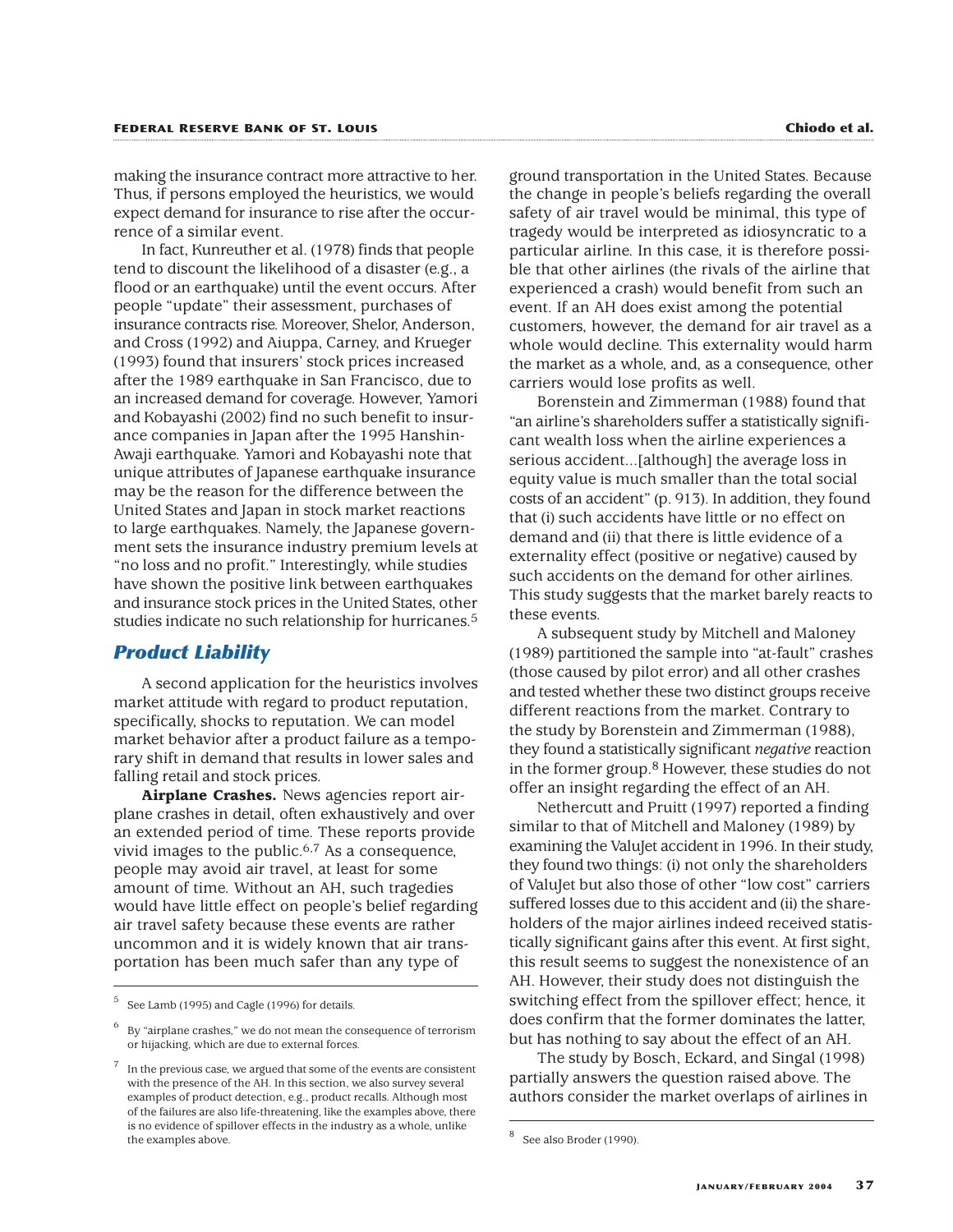making the insurance contract more attractive to her. Thus, if persons employed the heuristics, we would expect demand for insurance to rise after the occurrence of a similar event.

In fact, Kunreuther et al. (1978) finds that people tend to discount the likelihood of a disaster (e.g., a flood or an earthquake) until the event occurs. After people "update" their assessment, purchases of insurance contracts rise. Moreover, Shelor, Anderson, and Cross (1992) and Aiuppa, Carney, and Krueger (1993) found that insurers' stock prices increased after the 1989 earthquake in San Francisco, due to an increased demand for coverage. However, Yamori and Kobayashi (2002) find no such benefit to insurance companies in Japan after the 1995 Hanshin-Awaji earthquake. Yamori and Kobayashi note that unique attributes of Japanese earthquake insurance may be the reason for the difference between the United States and Japan in stock market reactions to large earthquakes. Namely, the Japanese government sets the insurance industry premium levels at "no loss and no profit." Interestingly, while studies have shown the positive link between earthquakes and insurance stock prices in the United States, other studies indicate no such relationship for hurricanes.[5]

## Product Liability

A second application for the heuristics involves market attitude with regard to product reputation, specifically, shocks to reputation. We can model market behavior after a product failure as a temporary shift in demand that results in lower sales and falling retail and stock prices.

**Airplane Crashes.** News agencies report airplane crashes in detail, often exhaustively and over an extended period of time. These reports provide vivid images to the public.[6,7] As a consequence, people may avoid air travel, at least for some amount of time. Without an AH, such tragedies would have little effect on people's belief regarding air travel safety because these events are rather uncommon and it is widely known that air transportation has been much safer than any type of ground transportation in the United States. Because the change in people's beliefs regarding the overall safety of air travel would be minimal, this type of tragedy would be interpreted as idiosyncratic to a particular airline. In this case, it is therefore possible that other airlines (the rivals of the airline that experienced a crash) would benefit from such an event. If an AH does exist among the potential customers, however, the demand for air travel as a whole would decline. This externality would harm the market as a whole, and, as a consequence, other carriers would lose profits as well.

Borenstein and Zimmerman (1988) found that "an airline's shareholders suffer a statistically significant wealth loss when the airline experiences a serious accident...[although] the average loss in equity value is much smaller than the total social costs of an accident" (p. 913). In addition, they found that (i) such accidents have little or no effect on demand and (ii) that there is little evidence of a externality effect (positive or negative) caused by such accidents on the demand for other airlines. This study suggests that the market barely reacts to these events.

A subsequent study by Mitchell and Maloney (1989) partitioned the sample into "at-fault" crashes (those caused by pilot error) and all other crashes and tested whether these two distinct groups receive different reactions from the market. Contrary to the study by Borenstein and Zimmerman (1988), they found a statistically significant *negative* reaction in the former group.[8] However, these studies do not offer an insight regarding the effect of an AH.

Nethercutt and Pruitt (1997) reported a finding similar to that of Mitchell and Maloney (1989) by examining the ValuJet accident in 1996. In their study, they found two things: (i) not only the shareholders of ValuJet but also those of other "low cost" carriers suffered losses due to this accident and (ii) the shareholders of the major airlines indeed received statistically significant gains after this event. At first sight, this result seems to suggest the nonexistence of an AH. However, their study does not distinguish the switching effect from the spillover effect; hence, it does confirm that the former dominates the latter, but has nothing to say about the effect of an AH.

The study by Bosch, Eckard, and Singal (1998) partially answers the question raised above. The authors consider the market overlaps of airlines in

---

[5] See Lamb (1995) and Cagle (1996) for details.

[6] By "airplane crashes," we do not mean the consequence of terrorism or hijacking, which are due to external forces.

[7] In the previous case, we argued that some of the events are consistent with the presence of the AH. In this section, we also survey several examples of product detection, e.g., product recalls. Although most of the failures are also life-threatening, like the examples above, there is no evidence of spillover effects in the industry as a whole, unlike the examples above.

[8] See also Broder (1990).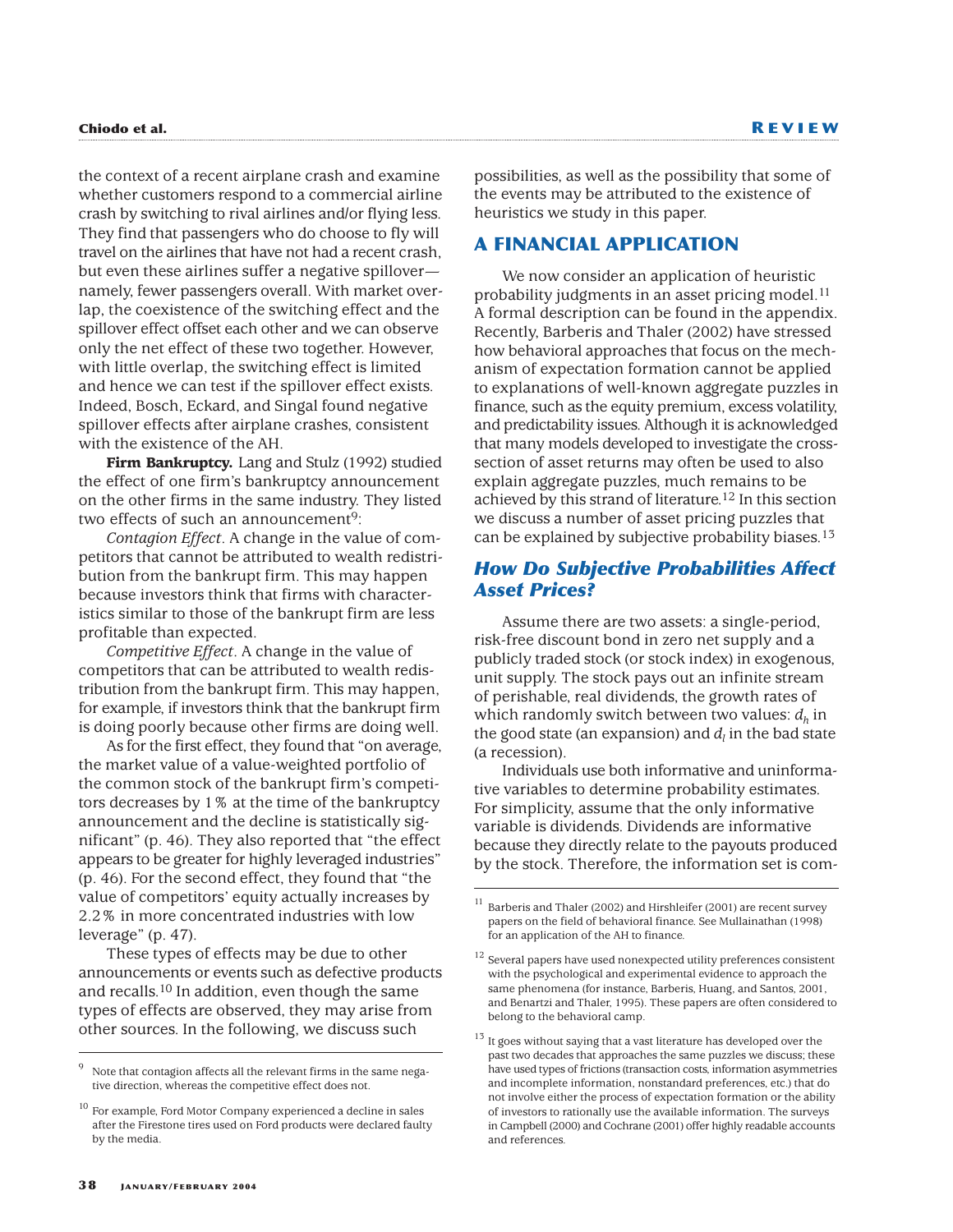the context of a recent airplane crash and examine whether customers respond to a commercial airline crash by switching to rival airlines and/or flying less. They find that passengers who do choose to fly will travel on the airlines that have not had a recent crash, but even these airlines suffer a negative spillover—namely, fewer passengers overall. With market overlap, the coexistence of the switching effect and the spillover effect offset each other and we can observe only the net effect of these two together. However, with little overlap, the switching effect is limited and hence we can test if the spillover effect exists. Indeed, Bosch, Eckard, and Singal found negative spillover effects after airplane crashes, consistent with the existence of the AH.

**Firm Bankruptcy.** Lang and Stulz (1992) studied the effect of one firm's bankruptcy announcement on the other firms in the same industry. They listed two effects of such an announcement[9]:

*Contagion Effect*. A change in the value of competitors that cannot be attributed to wealth redistribution from the bankrupt firm. This may happen because investors think that firms with characteristics similar to those of the bankrupt firm are less profitable than expected.

*Competitive Effect*. A change in the value of competitors that can be attributed to wealth redistribution from the bankrupt firm. This may happen, for example, if investors think that the bankrupt firm is doing poorly because other firms are doing well.

As for the first effect, they found that "on average, the market value of a value-weighted portfolio of the common stock of the bankrupt firm's competitors decreases by 1% at the time of the bankruptcy announcement and the decline is statistically significant" (p. 46). They also reported that "the effect appears to be greater for highly leveraged industries" (p. 46). For the second effect, they found that "the value of competitors' equity actually increases by 2.2% in more concentrated industries with low leverage" (p. 47).

These types of effects may be due to other announcements or events such as defective products and recalls.[10] In addition, even though the same types of effects are observed, they may arise from other sources. In the following, we discuss such possibilities, as well as the possibility that some of the events may be attributed to the existence of heuristics we study in this paper.

## A FINANCIAL APPLICATION

We now consider an application of heuristic probability judgments in an asset pricing model.[11] A formal description can be found in the appendix. Recently, Barberis and Thaler (2002) have stressed how behavioral approaches that focus on the mechanism of expectation formation cannot be applied to explanations of well-known aggregate puzzles in finance, such as the equity premium, excess volatility, and predictability issues. Although it is acknowledged that many models developed to investigate the cross-section of asset returns may often be used to also explain aggregate puzzles, much remains to be achieved by this strand of literature.[12] In this section we discuss a number of asset pricing puzzles that can be explained by subjective probability biases.[13]

### *How Do Subjective Probabilities Affect Asset Prices?*

Assume there are two assets: a single-period, risk-free discount bond in zero net supply and a publicly traded stock (or stock index) in exogenous, unit supply. The stock pays out an infinite stream of perishable, real dividends, the growth rates of which randomly switch between two values: $d_h$ in the good state (an expansion) and $d_l$ in the bad state (a recession).

Individuals use both informative and uninformative variables to determine probability estimates. For simplicity, assume that the only informative variable is dividends. Dividends are informative because they directly relate to the payouts produced by the stock. Therefore, the information set is com-

---

[9] Note that contagion affects all the relevant firms in the same negative direction, whereas the competitive effect does not.

[10] For example, Ford Motor Company experienced a decline in sales after the Firestone tires used on Ford products were declared faulty by the media.

[11] Barberis and Thaler (2002) and Hirshleifer (2001) are recent survey papers on the field of behavioral finance. See Mullainathan (1998) for an application of the AH to finance.

[12] Several papers have used nonexpected utility preferences consistent with the psychological and experimental evidence to approach the same phenomena (for instance, Barberis, Huang, and Santos, 2001, and Benartzi and Thaler, 1995). These papers are often considered to belong to the behavioral camp.

[13] It goes without saying that a vast literature has developed over the past two decades that approaches the same puzzles we discuss; these have used types of frictions (transaction costs, information asymmetries and incomplete information, nonstandard preferences, etc.) that do not involve either the process of expectation formation or the ability of investors to rationally use the available information. The surveys in Campbell (2000) and Cochrane (2001) offer highly readable accounts and references.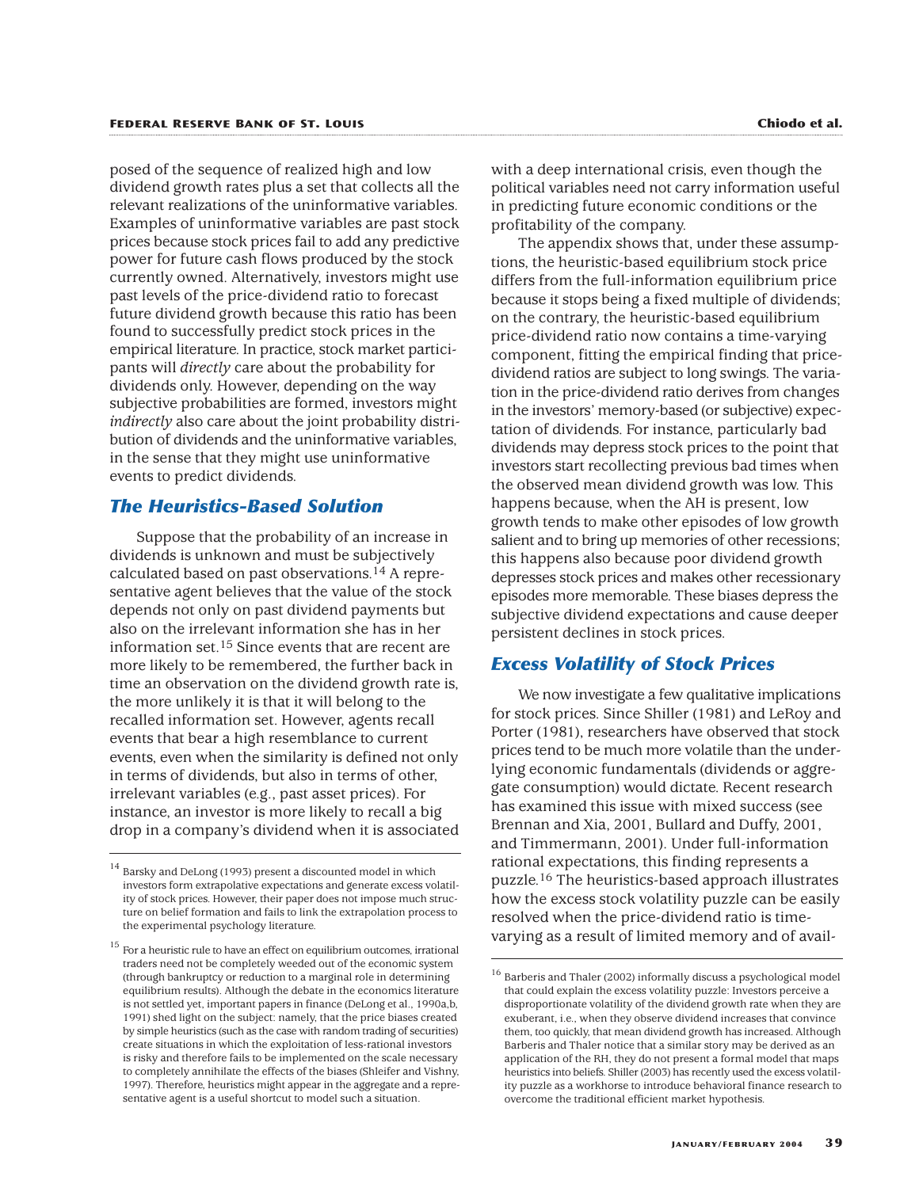posed of the sequence of realized high and low dividend growth rates plus a set that collects all the relevant realizations of the uninformative variables. Examples of uninformative variables are past stock prices because stock prices fail to add any predictive power for future cash flows produced by the stock currently owned. Alternatively, investors might use past levels of the price-dividend ratio to forecast future dividend growth because this ratio has been found to successfully predict stock prices in the empirical literature. In practice, stock market participants will *directly* care about the probability for dividends only. However, depending on the way subjective probabilities are formed, investors might *indirectly* also care about the joint probability distribution of dividends and the uninformative variables, in the sense that they might use uninformative events to predict dividends.

## The Heuristics-Based Solution

Suppose that the probability of an increase in dividends is unknown and must be subjectively calculated based on past observations.[14] A representative agent believes that the value of the stock depends not only on past dividend payments but also on the irrelevant information she has in her information set.[15] Since events that are recent are more likely to be remembered, the further back in time an observation on the dividend growth rate is, the more unlikely it is that it will belong to the recalled information set. However, agents recall events that bear a high resemblance to current events, even when the similarity is defined not only in terms of dividends, but also in terms of other, irrelevant variables (e.g., past asset prices). For instance, an investor is more likely to recall a big drop in a company's dividend when it is associated with a deep international crisis, even though the political variables need not carry information useful in predicting future economic conditions or the profitability of the company.

The appendix shows that, under these assumptions, the heuristic-based equilibrium stock price differs from the full-information equilibrium price because it stops being a fixed multiple of dividends; on the contrary, the heuristic-based equilibrium price-dividend ratio now contains a time-varying component, fitting the empirical finding that price-dividend ratios are subject to long swings. The variation in the price-dividend ratio derives from changes in the investors' memory-based (or subjective) expectation of dividends. For instance, particularly bad dividends may depress stock prices to the point that investors start recollecting previous bad times when the observed mean dividend growth was low. This happens because, when the AH is present, low growth tends to make other episodes of low growth salient and to bring up memories of other recessions; this happens also because poor dividend growth depresses stock prices and makes other recessionary episodes more memorable. These biases depress the subjective dividend expectations and cause deeper persistent declines in stock prices.

## Excess Volatility of Stock Prices

We now investigate a few qualitative implications for stock prices. Since Shiller (1981) and LeRoy and Porter (1981), researchers have observed that stock prices tend to be much more volatile than the underlying economic fundamentals (dividends or aggregate consumption) would dictate. Recent research has examined this issue with mixed success (see Brennan and Xia, 2001, Bullard and Duffy, 2001, and Timmermann, 2001). Under full-information rational expectations, this finding represents a puzzle.[16] The heuristics-based approach illustrates how the excess stock volatility puzzle can be easily resolved when the price-dividend ratio is time-varying as a result of limited memory and of avail-

---

[14] Barsky and DeLong (1993) present a discounted model in which investors form extrapolative expectations and generate excess volatility of stock prices. However, their paper does not impose much structure on belief formation and fails to link the extrapolation process to the experimental psychology literature.

[15] For a heuristic rule to have an effect on equilibrium outcomes, irrational traders need not be completely weeded out of the economic system (through bankruptcy or reduction to a marginal role in determining equilibrium results). Although the debate in the economics literature is not settled yet, important papers in finance (DeLong et al., 1990a,b, 1991) shed light on the subject: namely, that the price biases created by simple heuristics (such as the case with random trading of securities) create situations in which the exploitation of less-rational investors is risky and therefore fails to be implemented on the scale necessary to completely annihilate the effects of the biases (Shleifer and Vishny, 1997). Therefore, heuristics might appear in the aggregate and a representative agent is a useful shortcut to model such a situation.

[16] Barberis and Thaler (2002) informally discuss a psychological model that could explain the excess volatility puzzle: Investors perceive a disproportionate volatility of the dividend growth rate when they are exuberant, i.e., when they observe dividend increases that convince them, too quickly, that mean dividend growth has increased. Although Barberis and Thaler notice that a similar story may be derived as an application of the RH, they do not present a formal model that maps heuristics into beliefs. Shiller (2003) has recently used the excess volatility puzzle as a workhorse to introduce behavioral finance research to overcome the traditional efficient market hypothesis.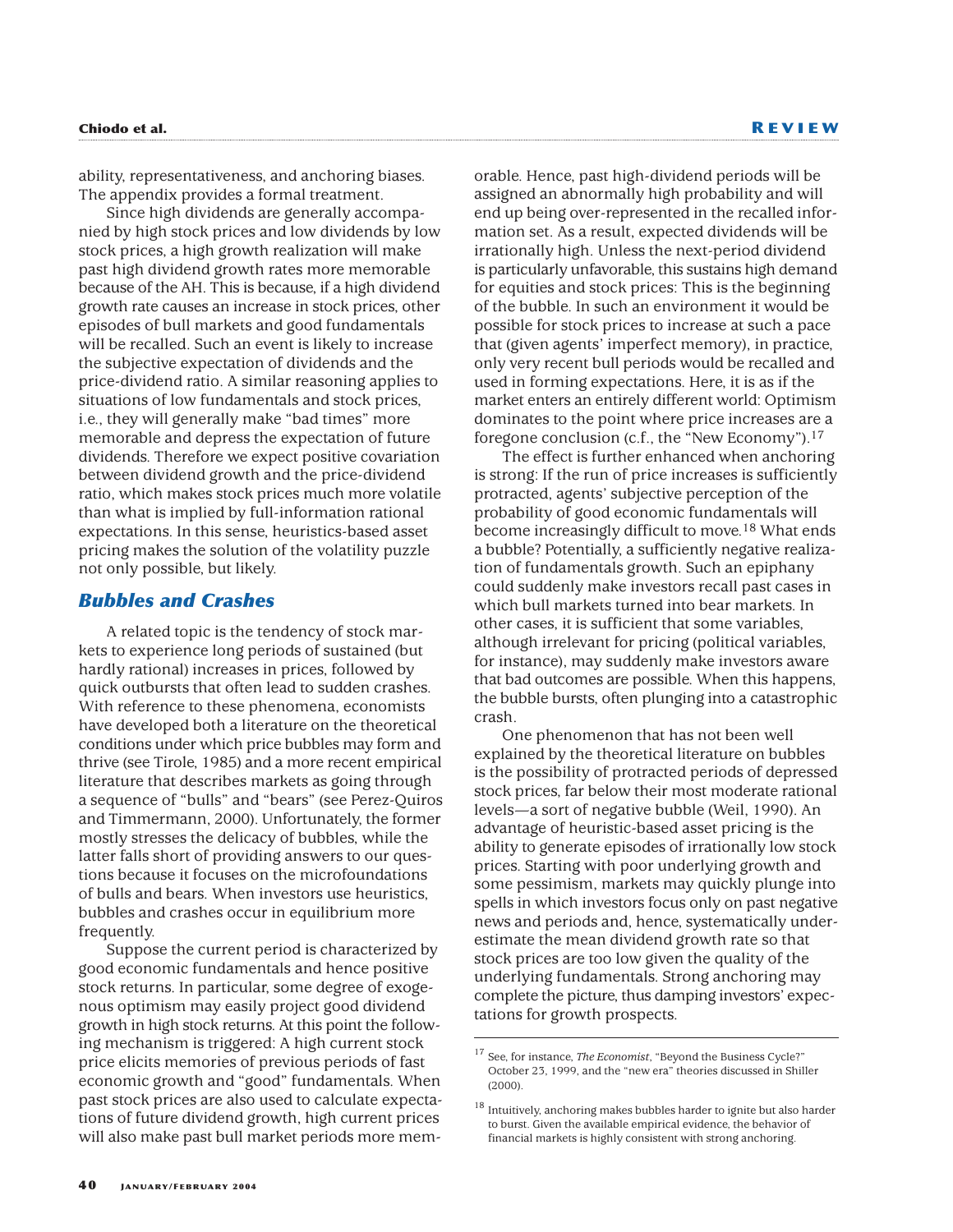ability, representativeness, and anchoring biases. The appendix provides a formal treatment.

Since high dividends are generally accompanied by high stock prices and low dividends by low stock prices, a high growth realization will make past high dividend growth rates more memorable because of the AH. This is because, if a high dividend growth rate causes an increase in stock prices, other episodes of bull markets and good fundamentals will be recalled. Such an event is likely to increase the subjective expectation of dividends and the price-dividend ratio. A similar reasoning applies to situations of low fundamentals and stock prices, i.e., they will generally make "bad times" more memorable and depress the expectation of future dividends. Therefore we expect positive covariation between dividend growth and the price-dividend ratio, which makes stock prices much more volatile than what is implied by full-information rational expectations. In this sense, heuristics-based asset pricing makes the solution of the volatility puzzle not only possible, but likely.

## Bubbles and Crashes

A related topic is the tendency of stock markets to experience long periods of sustained (but hardly rational) increases in prices, followed by quick outbursts that often lead to sudden crashes. With reference to these phenomena, economists have developed both a literature on the theoretical conditions under which price bubbles may form and thrive (see Tirole, 1985) and a more recent empirical literature that describes markets as going through a sequence of "bulls" and "bears" (see Perez-Quiros and Timmermann, 2000). Unfortunately, the former mostly stresses the delicacy of bubbles, while the latter falls short of providing answers to our questions because it focuses on the microfoundations of bulls and bears. When investors use heuristics, bubbles and crashes occur in equilibrium more frequently.

Suppose the current period is characterized by good economic fundamentals and hence positive stock returns. In particular, some degree of exogenous optimism may easily project good dividend growth in high stock returns. At this point the following mechanism is triggered: A high current stock price elicits memories of previous periods of fast economic growth and "good" fundamentals. When past stock prices are also used to calculate expectations of future dividend growth, high current prices will also make past bull market periods more memorable. Hence, past high-dividend periods will be assigned an abnormally high probability and will end up being over-represented in the recalled information set. As a result, expected dividends will be irrationally high. Unless the next-period dividend is particularly unfavorable, this sustains high demand for equities and stock prices: This is the beginning of the bubble. In such an environment it would be possible for stock prices to increase at such a pace that (given agents' imperfect memory), in practice, only very recent bull periods would be recalled and used in forming expectations. Here, it is as if the market enters an entirely different world: Optimism dominates to the point where price increases are a foregone conclusion (c.f., the "New Economy").[17]

The effect is further enhanced when anchoring is strong: If the run of price increases is sufficiently protracted, agents' subjective perception of the probability of good economic fundamentals will become increasingly difficult to move.[18] What ends a bubble? Potentially, a sufficiently negative realization of fundamentals growth. Such an epiphany could suddenly make investors recall past cases in which bull markets turned into bear markets. In other cases, it is sufficient that some variables, although irrelevant for pricing (political variables, for instance), may suddenly make investors aware that bad outcomes are possible. When this happens, the bubble bursts, often plunging into a catastrophic crash.

One phenomenon that has not been well explained by the theoretical literature on bubbles is the possibility of protracted periods of depressed stock prices, far below their most moderate rational levels—a sort of negative bubble (Weil, 1990). An advantage of heuristic-based asset pricing is the ability to generate episodes of irrationally low stock prices. Starting with poor underlying growth and some pessimism, markets may quickly plunge into spells in which investors focus only on past negative news and periods and, hence, systematically underestimate the mean dividend growth rate so that stock prices are too low given the quality of the underlying fundamentals. Strong anchoring may complete the picture, thus damping investors' expectations for growth prospects.

---

[17] See, for instance, *The Economist*, "Beyond the Business Cycle?" October 23, 1999, and the "new era" theories discussed in Shiller (2000).

[18] Intuitively, anchoring makes bubbles harder to ignite but also harder to burst. Given the available empirical evidence, the behavior of financial markets is highly consistent with strong anchoring.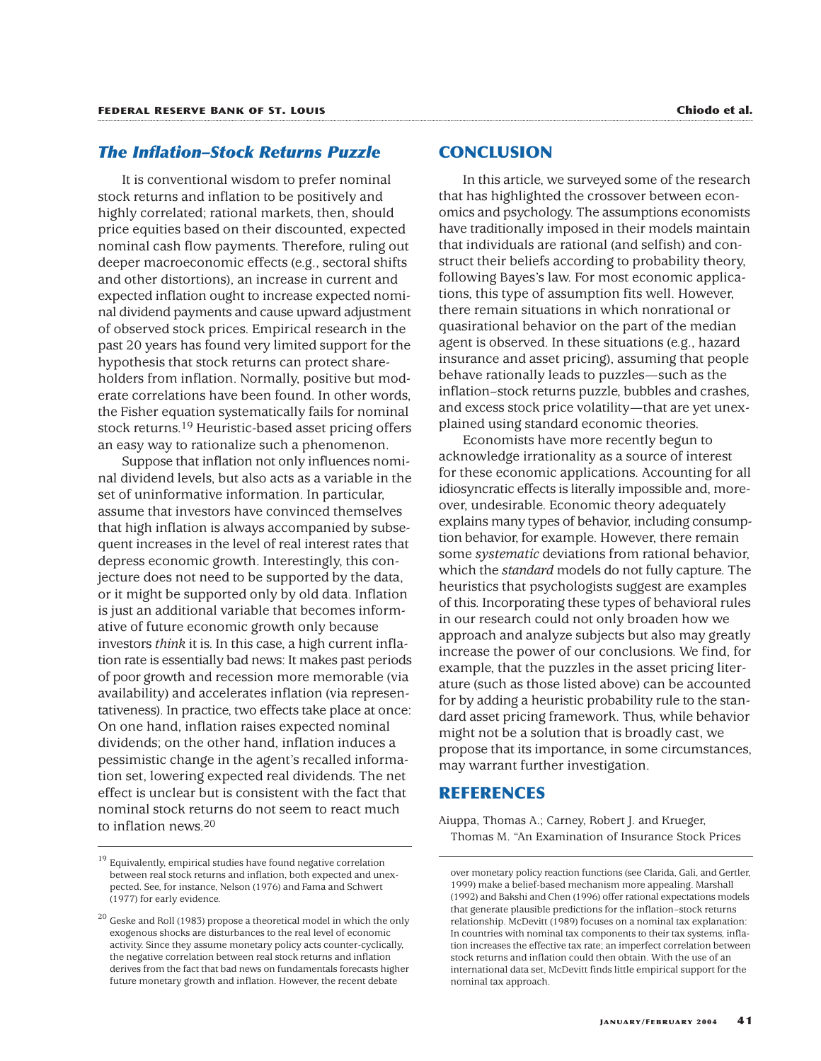## *The Inflation–Stock Returns Puzzle*

It is conventional wisdom to prefer nominal stock returns and inflation to be positively and highly correlated; rational markets, then, should price equities based on their discounted, expected nominal cash flow payments. Therefore, ruling out deeper macroeconomic effects (e.g., sectoral shifts and other distortions), an increase in current and expected inflation ought to increase expected nominal dividend payments and cause upward adjustment of observed stock prices. Empirical research in the past 20 years has found very limited support for the hypothesis that stock returns can protect shareholders from inflation. Normally, positive but moderate correlations have been found. In other words, the Fisher equation systematically fails for nominal stock returns.[19] Heuristic-based asset pricing offers an easy way to rationalize such a phenomenon.

Suppose that inflation not only influences nominal dividend levels, but also acts as a variable in the set of uninformative information. In particular, assume that investors have convinced themselves that high inflation is always accompanied by subsequent increases in the level of real interest rates that depress economic growth. Interestingly, this conjecture does not need to be supported by the data, or it might be supported only by old data. Inflation is just an additional variable that becomes informative of future economic growth only because investors *think* it is. In this case, a high current inflation rate is essentially bad news: It makes past periods of poor growth and recession more memorable (via availability) and accelerates inflation (via representativeness). In practice, two effects take place at once: On one hand, inflation raises expected nominal dividends; on the other hand, inflation induces a pessimistic change in the agent's recalled information set, lowering expected real dividends. The net effect is unclear but is consistent with the fact that nominal stock returns do not seem to react much to inflation news.[20]

## CONCLUSION

In this article, we surveyed some of the research that has highlighted the crossover between economics and psychology. The assumptions economists have traditionally imposed in their models maintain that individuals are rational (and selfish) and construct their beliefs according to probability theory, following Bayes's law. For most economic applications, this type of assumption fits well. However, there remain situations in which nonrational or quasirational behavior on the part of the median agent is observed. In these situations (e.g., hazard insurance and asset pricing), assuming that people behave rationally leads to puzzles—such as the inflation–stock returns puzzle, bubbles and crashes, and excess stock price volatility—that are yet unexplained using standard economic theories.

Economists have more recently begun to acknowledge irrationality as a source of interest for these economic applications. Accounting for all idiosyncratic effects is literally impossible and, moreover, undesirable. Economic theory adequately explains many types of behavior, including consumption behavior, for example. However, there remain some *systematic* deviations from rational behavior, which the *standard* models do not fully capture. The heuristics that psychologists suggest are examples of this. Incorporating these types of behavioral rules in our research could not only broaden how we approach and analyze subjects but also may greatly increase the power of our conclusions. We find, for example, that the puzzles in the asset pricing literature (such as those listed above) can be accounted for by adding a heuristic probability rule to the standard asset pricing framework. Thus, while behavior might not be a solution that is broadly cast, we propose that its importance, in some circumstances, may warrant further investigation.

## REFERENCES

Aiuppa, Thomas A.; Carney, Robert J. and Krueger, Thomas M. "An Examination of Insurance Stock Prices

---

[19] Equivalently, empirical studies have found negative correlation between real stock returns and inflation, both expected and unexpected. See, for instance, Nelson (1976) and Fama and Schwert (1977) for early evidence.

[20] Geske and Roll (1983) propose a theoretical model in which the only exogenous shocks are disturbances to the real level of economic activity. Since they assume monetary policy acts counter-cyclically, the negative correlation between real stock returns and inflation derives from the fact that bad news on fundamentals forecasts higher future monetary growth and inflation. However, the recent debate over monetary policy reaction functions (see Clarida, Gali, and Gertler, 1999) make a belief-based mechanism more appealing. Marshall (1992) and Bakshi and Chen (1996) offer rational expectations models that generate plausible predictions for the inflation–stock returns relationship. McDevitt (1989) focuses on a nominal tax explanation: In countries with nominal tax components to their tax systems, inflation increases the effective tax rate; an imperfect correlation between stock returns and inflation could then obtain. With the use of an international data set, McDevitt finds little empirical support for the nominal tax approach.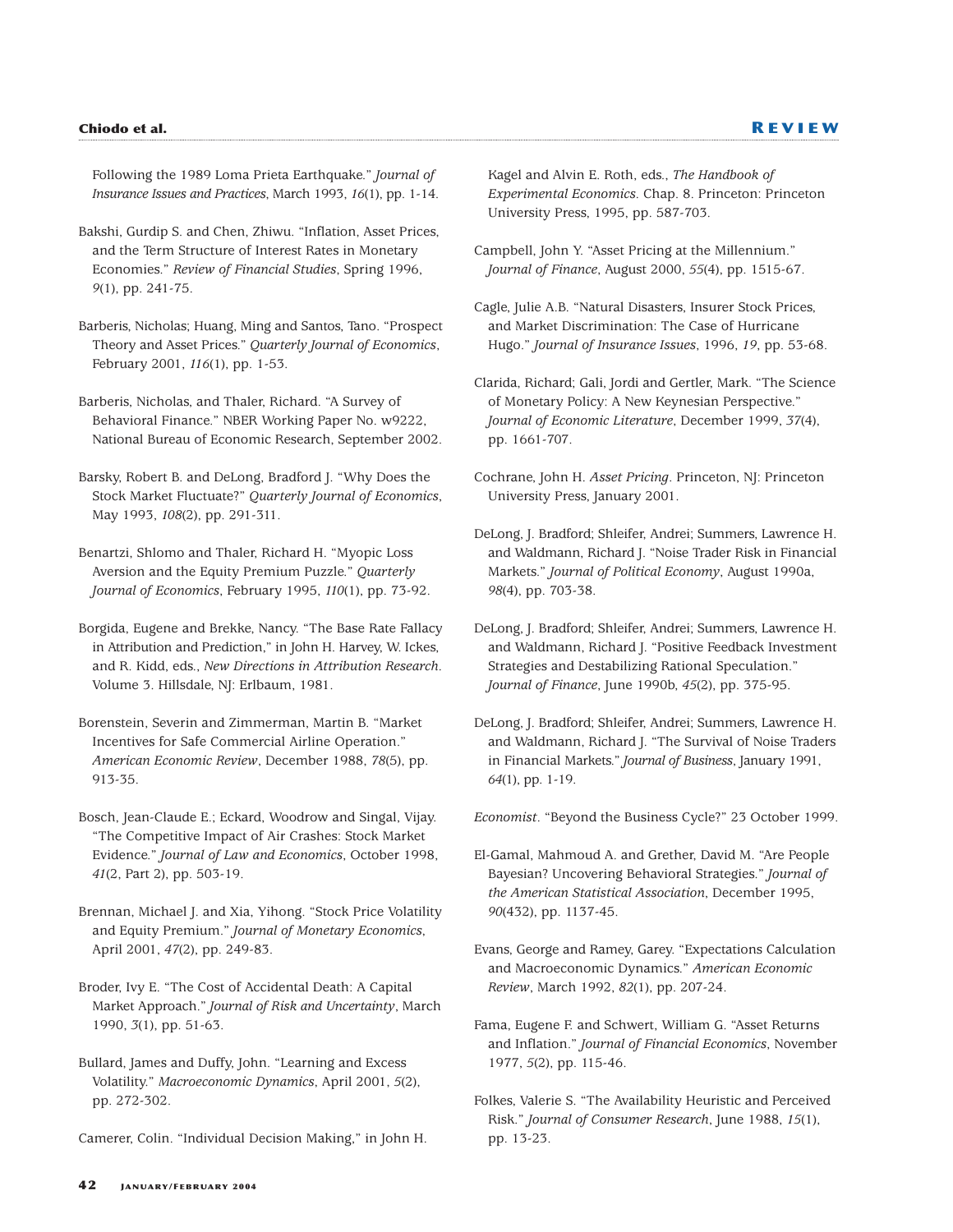Following the 1989 Loma Prieta Earthquake." *Journal of Insurance Issues and Practices*, March 1993, *16*(1), pp. 1-14.

Bakshi, Gurdip S. and Chen, Zhiwu. "Inflation, Asset Prices, and the Term Structure of Interest Rates in Monetary Economies." *Review of Financial Studies*, Spring 1996, *9*(1), pp. 241-75.

Barberis, Nicholas; Huang, Ming and Santos, Tano. "Prospect Theory and Asset Prices." *Quarterly Journal of Economics*, February 2001, *116*(1), pp. 1-53.

Barberis, Nicholas, and Thaler, Richard. "A Survey of Behavioral Finance." NBER Working Paper No. w9222, National Bureau of Economic Research, September 2002.

Barsky, Robert B. and DeLong, Bradford J. "Why Does the Stock Market Fluctuate?" *Quarterly Journal of Economics*, May 1993, *108*(2), pp. 291-311.

Benartzi, Shlomo and Thaler, Richard H. "Myopic Loss Aversion and the Equity Premium Puzzle." *Quarterly Journal of Economics*, February 1995, *110*(1), pp. 73-92.

Borgida, Eugene and Brekke, Nancy. "The Base Rate Fallacy in Attribution and Prediction," in John H. Harvey, W. Ickes, and R. Kidd, eds., *New Directions in Attribution Research*. Volume 3. Hillsdale, NJ: Erlbaum, 1981.

Borenstein, Severin and Zimmerman, Martin B. "Market Incentives for Safe Commercial Airline Operation." *American Economic Review*, December 1988, *78*(5), pp. 913-35.

Bosch, Jean-Claude E.; Eckard, Woodrow and Singal, Vijay. "The Competitive Impact of Air Crashes: Stock Market Evidence." *Journal of Law and Economics*, October 1998, *41*(2, Part 2), pp. 503-19.

Brennan, Michael J. and Xia, Yihong. "Stock Price Volatility and Equity Premium." *Journal of Monetary Economics*, April 2001, *47*(2), pp. 249-83.

Broder, Ivy E. "The Cost of Accidental Death: A Capital Market Approach." *Journal of Risk and Uncertainty*, March 1990, *3*(1), pp. 51-63.

Bullard, James and Duffy, John. "Learning and Excess Volatility." *Macroeconomic Dynamics*, April 2001, *5*(2), pp. 272-302.

Camerer, Colin. "Individual Decision Making," in John H. Kagel and Alvin E. Roth, eds., *The Handbook of Experimental Economics*. Chap. 8. Princeton: Princeton University Press, 1995, pp. 587-703.

Campbell, John Y. "Asset Pricing at the Millennium." *Journal of Finance*, August 2000, *55*(4), pp. 1515-67.

Cagle, Julie A.B. "Natural Disasters, Insurer Stock Prices, and Market Discrimination: The Case of Hurricane Hugo." *Journal of Insurance Issues*, 1996, *19*, pp. 53-68.

Clarida, Richard; Gali, Jordi and Gertler, Mark. "The Science of Monetary Policy: A New Keynesian Perspective." *Journal of Economic Literature*, December 1999, *37*(4), pp. 1661-707.

Cochrane, John H. *Asset Pricing*. Princeton, NJ: Princeton University Press, January 2001.

DeLong, J. Bradford; Shleifer, Andrei; Summers, Lawrence H. and Waldmann, Richard J. "Noise Trader Risk in Financial Markets." *Journal of Political Economy*, August 1990a, *98*(4), pp. 703-38.

DeLong, J. Bradford; Shleifer, Andrei; Summers, Lawrence H. and Waldmann, Richard J. "Positive Feedback Investment Strategies and Destabilizing Rational Speculation." *Journal of Finance*, June 1990b, *45*(2), pp. 375-95.

DeLong, J. Bradford; Shleifer, Andrei; Summers, Lawrence H. and Waldmann, Richard J. "The Survival of Noise Traders in Financial Markets." *Journal of Business*, January 1991, *64*(1), pp. 1-19.

*Economist*. "Beyond the Business Cycle?" 23 October 1999.

El-Gamal, Mahmoud A. and Grether, David M. "Are People Bayesian? Uncovering Behavioral Strategies." *Journal of the American Statistical Association*, December 1995, *90*(432), pp. 1137-45.

Evans, George and Ramey, Garey. "Expectations Calculation and Macroeconomic Dynamics." *American Economic Review*, March 1992, *82*(1), pp. 207-24.

Fama, Eugene F. and Schwert, William G. "Asset Returns and Inflation." *Journal of Financial Economics*, November 1977, *5*(2), pp. 115-46.

Folkes, Valerie S. "The Availability Heuristic and Perceived Risk." *Journal of Consumer Research*, June 1988, *15*(1), pp. 13-23.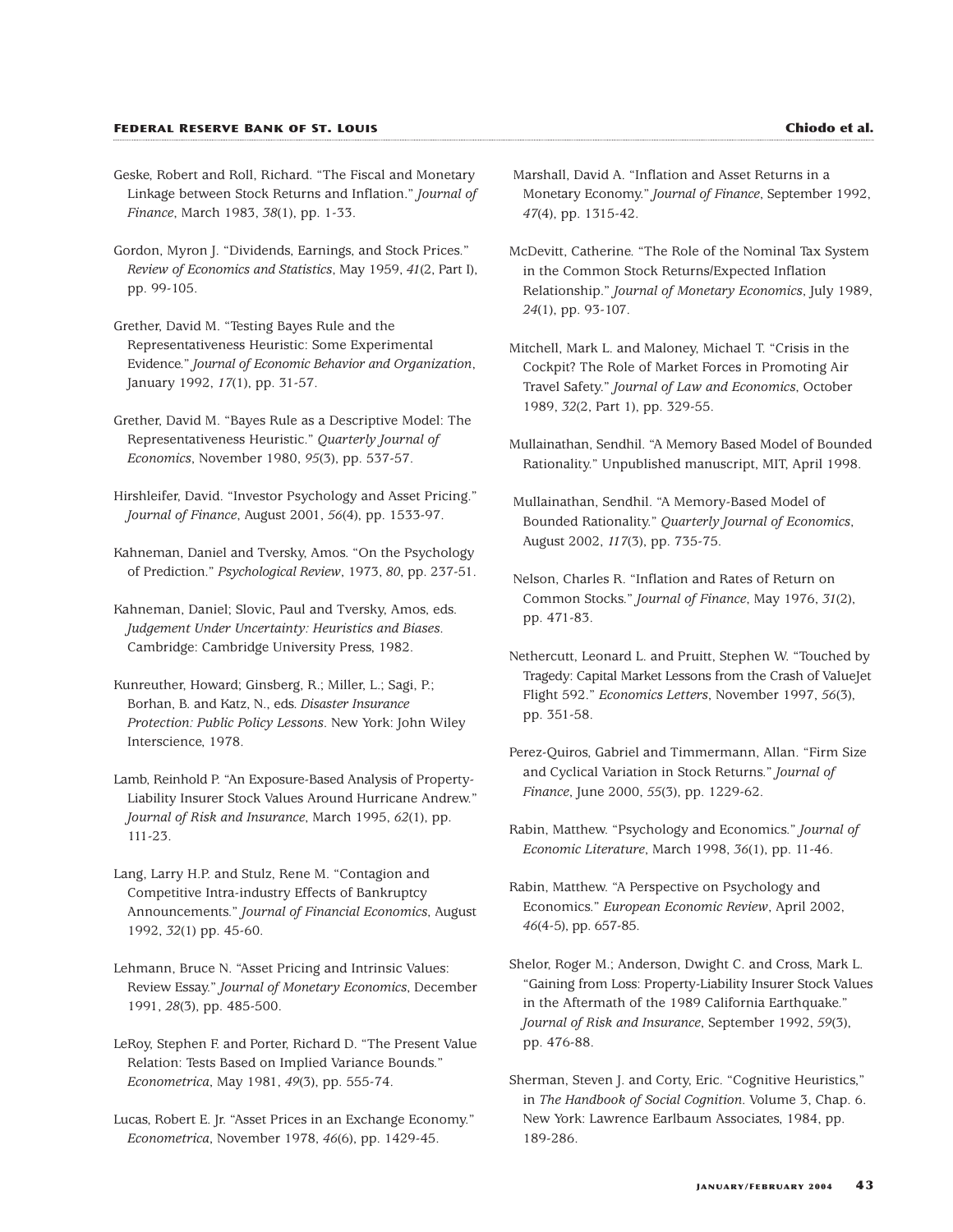Geske, Robert and Roll, Richard. "The Fiscal and Monetary Linkage between Stock Returns and Inflation." *Journal of Finance*, March 1983, *38*(1), pp. 1-33.

Gordon, Myron J. "Dividends, Earnings, and Stock Prices." *Review of Economics and Statistics*, May 1959, *41*(2, Part I), pp. 99-105.

Grether, David M. "Testing Bayes Rule and the Representativeness Heuristic: Some Experimental Evidence." *Journal of Economic Behavior and Organization*, January 1992, *17*(1), pp. 31-57.

Grether, David M. "Bayes Rule as a Descriptive Model: The Representativeness Heuristic." *Quarterly Journal of Economics*, November 1980, *95*(3), pp. 537-57.

Hirshleifer, David. "Investor Psychology and Asset Pricing." *Journal of Finance*, August 2001, *56*(4), pp. 1533-97.

Kahneman, Daniel and Tversky, Amos. "On the Psychology of Prediction." *Psychological Review*, 1973, *80*, pp. 237-51.

Kahneman, Daniel; Slovic, Paul and Tversky, Amos, eds. *Judgement Under Uncertainty: Heuristics and Biases*. Cambridge: Cambridge University Press, 1982.

Kunreuther, Howard; Ginsberg, R.; Miller, L.; Sagi, P.; Borhan, B. and Katz, N., eds. *Disaster Insurance Protection: Public Policy Lessons*. New York: John Wiley Interscience, 1978.

Lamb, Reinhold P. "An Exposure-Based Analysis of Property-Liability Insurer Stock Values Around Hurricane Andrew." *Journal of Risk and Insurance*, March 1995, *62*(1), pp. 111-23.

Lang, Larry H.P. and Stulz, Rene M. "Contagion and Competitive Intra-industry Effects of Bankruptcy Announcements." *Journal of Financial Economics*, August 1992, *32*(1) pp. 45-60.

Lehmann, Bruce N. "Asset Pricing and Intrinsic Values: Review Essay." *Journal of Monetary Economics*, December 1991, *28*(3), pp. 485-500.

LeRoy, Stephen F. and Porter, Richard D. "The Present Value Relation: Tests Based on Implied Variance Bounds." *Econometrica*, May 1981, *49*(3), pp. 555-74.

Lucas, Robert E. Jr. "Asset Prices in an Exchange Economy." *Econometrica*, November 1978, *46*(6), pp. 1429-45.

Marshall, David A. "Inflation and Asset Returns in a Monetary Economy." *Journal of Finance*, September 1992, *47*(4), pp. 1315-42.

McDevitt, Catherine. "The Role of the Nominal Tax System in the Common Stock Returns/Expected Inflation Relationship." *Journal of Monetary Economics*, July 1989, *24*(1), pp. 93-107.

Mitchell, Mark L. and Maloney, Michael T. "Crisis in the Cockpit? The Role of Market Forces in Promoting Air Travel Safety." *Journal of Law and Economics*, October 1989, *32*(2, Part 1), pp. 329-55.

Mullainathan, Sendhil. "A Memory Based Model of Bounded Rationality." Unpublished manuscript, MIT, April 1998.

Mullainathan, Sendhil. "A Memory-Based Model of Bounded Rationality." *Quarterly Journal of Economics*, August 2002, *117*(3), pp. 735-75.

Nelson, Charles R. "Inflation and Rates of Return on Common Stocks." *Journal of Finance*, May 1976, *31*(2), pp. 471-83.

Nethercutt, Leonard L. and Pruitt, Stephen W. "Touched by Tragedy: Capital Market Lessons from the Crash of ValueJet Flight 592." *Economics Letters*, November 1997, *56*(3), pp. 351-58.

Perez-Quiros, Gabriel and Timmermann, Allan. "Firm Size and Cyclical Variation in Stock Returns." *Journal of Finance*, June 2000, *55*(3), pp. 1229-62.

Rabin, Matthew. "Psychology and Economics." *Journal of Economic Literature*, March 1998, *36*(1), pp. 11-46.

Rabin, Matthew. "A Perspective on Psychology and Economics." *European Economic Review*, April 2002, *46*(4-5), pp. 657-85.

Shelor, Roger M.; Anderson, Dwight C. and Cross, Mark L. "Gaining from Loss: Property-Liability Insurer Stock Values in the Aftermath of the 1989 California Earthquake." *Journal of Risk and Insurance*, September 1992, *59*(3), pp. 476-88.

Sherman, Steven J. and Corty, Eric. "Cognitive Heuristics," in *The Handbook of Social Cognition*. Volume 3, Chap. 6. New York: Lawrence Earlbaum Associates, 1984, pp. 189-286.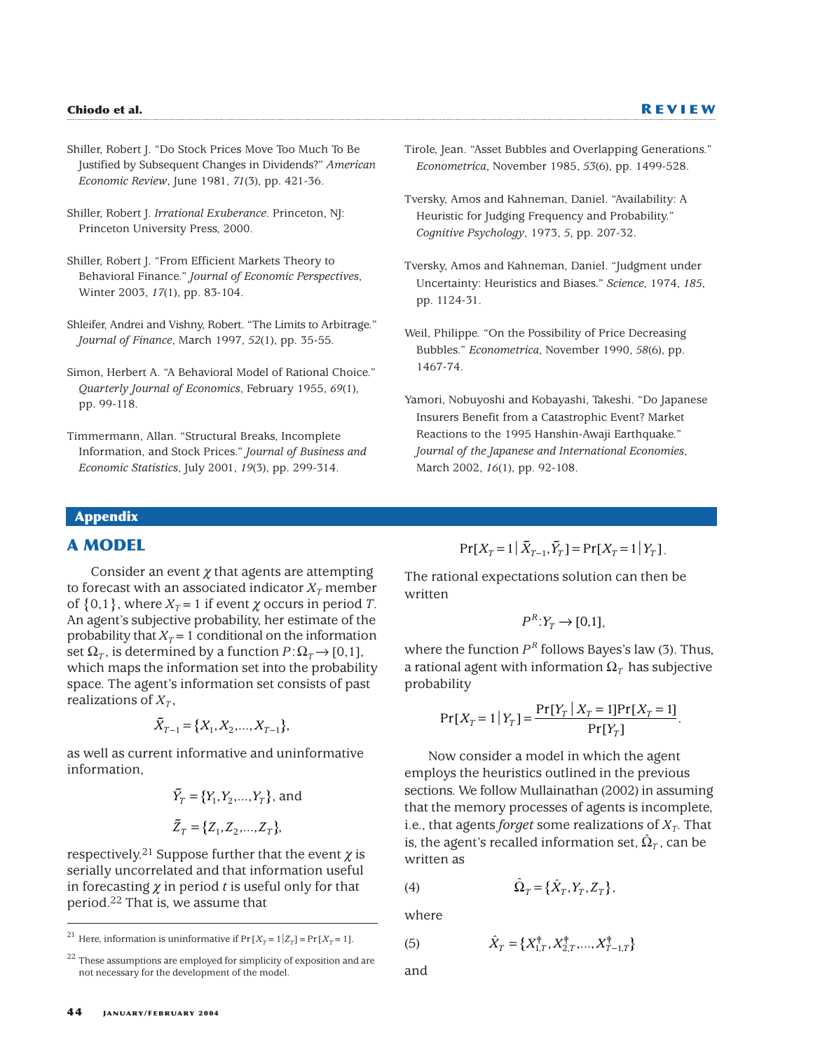Shiller, Robert J. "Do Stock Prices Move Too Much To Be Justified by Subsequent Changes in Dividends?" *American Economic Review*, June 1981, *71*(3), pp. 421-36.

Shiller, Robert J. *Irrational Exuberance*. Princeton, NJ: Princeton University Press, 2000.

Shiller, Robert J. "From Efficient Markets Theory to Behavioral Finance." *Journal of Economic Perspectives*, Winter 2003, *17*(1), pp. 83-104.

Shleifer, Andrei and Vishny, Robert. "The Limits to Arbitrage." *Journal of Finance*, March 1997, *52*(1), pp. 35-55.

Simon, Herbert A. "A Behavioral Model of Rational Choice." *Quarterly Journal of Economics*, February 1955, *69*(1), pp. 99-118.

Timmermann, Allan. "Structural Breaks, Incomplete Information, and Stock Prices." *Journal of Business and Economic Statistics*, July 2001, *19*(3), pp. 299-314.

Tirole, Jean. "Asset Bubbles and Overlapping Generations." *Econometrica*, November 1985, *53*(6), pp. 1499-528.

Tversky, Amos and Kahneman, Daniel. "Availability: A Heuristic for Judging Frequency and Probability." *Cognitive Psychology*, 1973, *5*, pp. 207-32.

Tversky, Amos and Kahneman, Daniel. "Judgment under Uncertainty: Heuristics and Biases." *Science*, 1974, *185*, pp. 1124-31.

Weil, Philippe. "On the Possibility of Price Decreasing Bubbles." *Econometrica*, November 1990, *58*(6), pp. 1467-74.

Yamori, Nobuyoshi and Kobayashi, Takeshi. "Do Japanese Insurers Benefit from a Catastrophic Event? Market Reactions to the 1995 Hanshin-Awaji Earthquake." *Journal of the Japanese and International Economies*, March 2002, *16*(1), pp. 92-108.

## Appendix

### A MODEL

Consider an event $\chi$ that agents are attempting to forecast with an associated indicator $X_T$ member of $\{0,1\}$, where $X_T = 1$ if event $\chi$ occurs in period $T$. An agent's subjective probability, her estimate of the probability that $X_T = 1$ conditional on the information set $\Omega_T$, is determined by a function $P:\Omega_T \rightarrow [0,1]$, which maps the information set into the probability space. The agent's information set consists of past realizations of $X_T$,

$$\tilde{X}_{T-1} = \{X_1, X_2, \ldots, X_{T-1}\},$$

as well as current informative and uninformative information,

$$\tilde{Y}_T = \{Y_1, Y_2, \ldots, Y_T\}, \text{ and}$$

$$\tilde{Z}_T = \{Z_1, Z_2, \ldots, Z_T\},$$

respectively.[21] Suppose further that the event $\chi$ is serially uncorrelated and that information useful in forecasting $\chi$ in period $t$ is useful only for that period.[22] That is, we assume that

$$\Pr[X_T = 1 \mid \tilde{X}_{T-1}, \tilde{Y}_T] = \Pr[X_T = 1 \mid Y_T].$$

The rational expectations solution can then be written

$$P^R : Y_T \rightarrow [0,1],$$

where the function $P^R$ follows Bayes's law (3). Thus, a rational agent with information $\Omega_T$ has subjective probability

$$\Pr[X_T = 1 \mid Y_T] = \frac{\Pr[Y_T \mid X_T = 1]\Pr[X_T = 1]}{\Pr[Y_T]}.$$

Now consider a model in which the agent employs the heuristics outlined in the previous sections. We follow Mullainathan (2002) in assuming that the memory processes of agents is incomplete, i.e., that agents *forget* some realizations of $X_T$. That is, the agent's recalled information set, $\hat{\Omega}_T$, can be written as

$$\hat{\Omega}_T = \{\hat{X}_T, Y_T, Z_T\}, \tag{4}$$

where

$$\hat{X}_T = \{X^{\dagger}_{1,T}, X^{\dagger}_{2,T}, \ldots, X^{\dagger}_{T-1,T}\} \tag{5}$$

and

---

[21] Here, information is uninformative if $\Pr[X_T = 1 \mid Z_T] = \Pr[X_T = 1]$.

[22] These assumptions are employed for simplicity of exposition and are not necessary for the development of the model.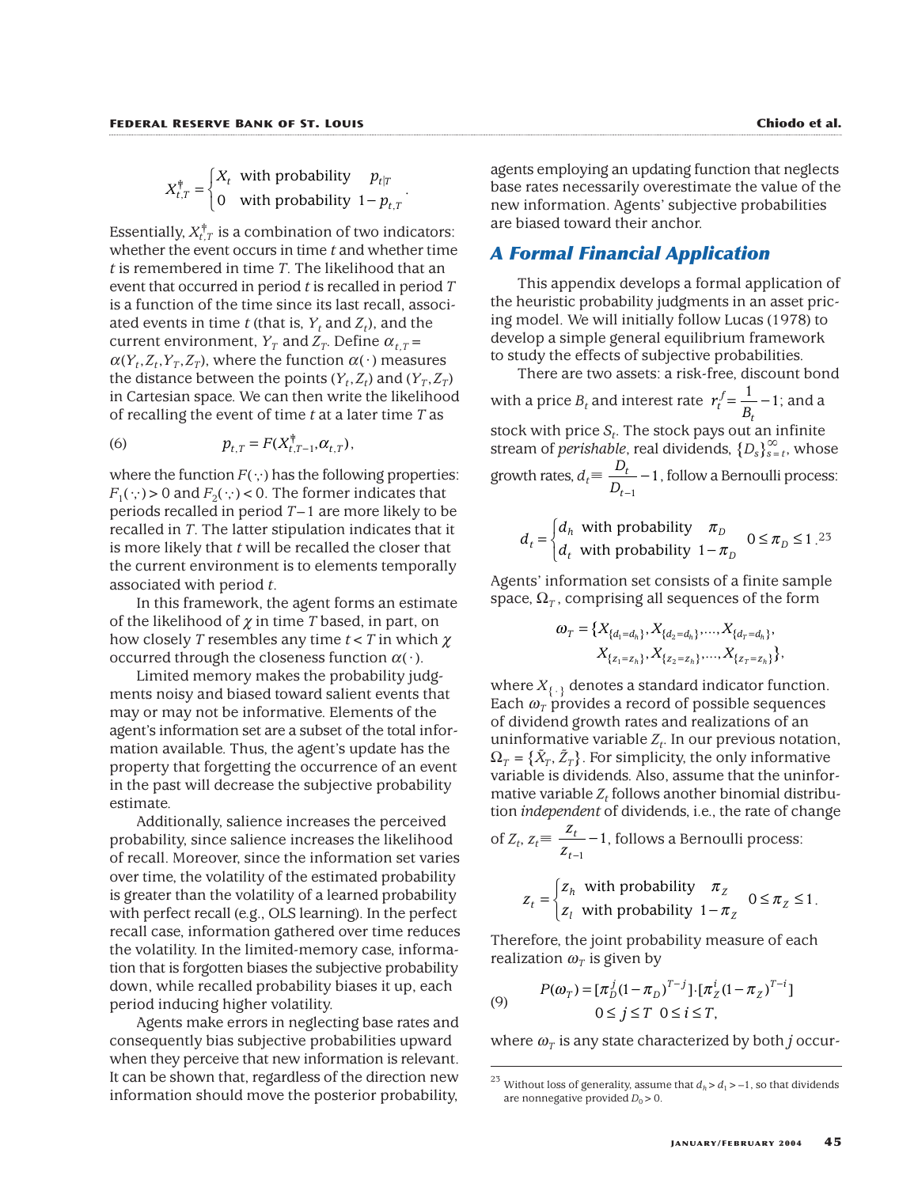$$X^{\dagger}_{t,T} = \begin{cases} X_t & \text{with probability} \quad p_{t|T} \\ 0 & \text{with probability} \quad 1 - p_{t,T} \end{cases}.$$

Essentially, $X^{\dagger}_{t,T}$ is a combination of two indicators: whether the event occurs in time $t$ and whether time $t$ is remembered in time $T$. The likelihood that an event that occurred in period $t$ is recalled in period $T$ is a function of the time since its last recall, associated events in time $t$ (that is, $Y_t$ and $Z_t$), and the current environment, $Y_T$ and $Z_T$. Define $\alpha_{t,T} = \alpha(Y_t, Z_t, Y_T, Z_T)$, where the function $\alpha(\cdot)$ measures the distance between the points $(Y_t, Z_t)$ and $(Y_T, Z_T)$ in Cartesian space. We can then write the likelihood of recalling the event of time $t$ at a later time $T$ as

$$p_{t,T} = F(X^{\dagger}_{t,T-1}, \alpha_{t,T}), \tag{6}$$

where the function $F(\cdot,\cdot)$ has the following properties: $F_1(\cdot,\cdot) > 0$ and $F_2(\cdot,\cdot) < 0$. The former indicates that periods recalled in period $T-1$ are more likely to be recalled in $T$. The latter stipulation indicates that it is more likely that $t$ will be recalled the closer that the current environment is to elements temporally associated with period $t$.

In this framework, the agent forms an estimate of the likelihood of $\chi$ in time $T$ based, in part, on how closely $T$ resembles any time $t < T$ in which $\chi$ occurred through the closeness function $\alpha(\cdot)$.

Limited memory makes the probability judgments noisy and biased toward salient events that may or may not be informative. Elements of the agent's information set are a subset of the total information available. Thus, the agent's update has the property that forgetting the occurrence of an event in the past will decrease the subjective probability estimate.

Additionally, salience increases the perceived probability, since salience increases the likelihood of recall. Moreover, since the information set varies over time, the volatility of the estimated probability is greater than the volatility of a learned probability with perfect recall (e.g., OLS learning). In the perfect recall case, information gathered over time reduces the volatility. In the limited-memory case, information that is forgotten biases the subjective probability down, while recalled probability biases it up, each period inducing higher volatility.

Agents make errors in neglecting base rates and consequently bias subjective probabilities upward when they perceive that new information is relevant. It can be shown that, regardless of the direction new information should move the posterior probability, agents employing an updating function that neglects base rates necessarily overestimate the value of the new information. Agents' subjective probabilities are biased toward their anchor.

## A Formal Financial Application

This appendix develops a formal application of the heuristic probability judgments in an asset pricing model. We will initially follow Lucas (1978) to develop a simple general equilibrium framework to study the effects of subjective probabilities.

There are two assets: a risk-free, discount bond with a price $B_t$ and interest rate $r^f_t = \dfrac{1}{B_t} - 1$; and a stock with price $S_t$. The stock pays out an infinite stream of *perishable*, real dividends, $\{D_s\}^{\infty}_{s=t}$, whose growth rates, $d_t \equiv \dfrac{D_t}{D_{t-1}} - 1$, follow a Bernoulli process:

$$d_t = \begin{cases} d_h & \text{with probability} \quad \pi_D \\ d_l & \text{with probability} \quad 1 - \pi_D \end{cases} \quad 0 \le \pi_D \le 1.$$[23]

Agents' information set consists of a finite sample space, $\Omega_T$, comprising all sequences of the form

$$\omega_T = \{X_{\{d_1 = d_h\}}, X_{\{d_2 = d_h\}}, \ldots, X_{\{d_T = d_h\}}, X_{\{z_1 = z_h\}}, X_{\{z_2 = z_h\}}, \ldots, X_{\{z_T = z_h\}}\},$$

where $X_{\{\cdot\}}$ denotes a standard indicator function. Each $\omega_T$ provides a record of possible sequences of dividend growth rates and realizations of an uninformative variable $Z_t$. In our previous notation, $\Omega_T = \{\tilde{X}_T, \tilde{Z}_T\}$. For simplicity, the only informative variable is dividends. Also, assume that the uninformative variable $Z_t$ follows another binomial distribution *independent* of dividends, i.e., the rate of change of $Z_t$, $z_t \equiv \dfrac{z_t}{z_{t-1}} - 1$, follows a Bernoulli process:

$$z_t = \begin{cases} z_h & \text{with probability} \quad \pi_Z \\ z_l & \text{with probability} \quad 1 - \pi_Z \end{cases} \quad 0 \le \pi_Z \le 1.$$

Therefore, the joint probability measure of each realization $\omega_T$ is given by

$$P(\omega_T) = [\pi_D^j (1 - \pi_D)^{T-j}] \cdot [\pi_Z^i (1 - \pi_Z)^{T-i}] \qquad 0 \le j \le T \quad 0 \le i \le T, \tag{9}$$

where $\omega_T$ is any state characterized by both $j$ occur-

---

[23] Without loss of generality, assume that $d_h > d_l > -1$, so that dividends are nonnegative provided $D_0 > 0$.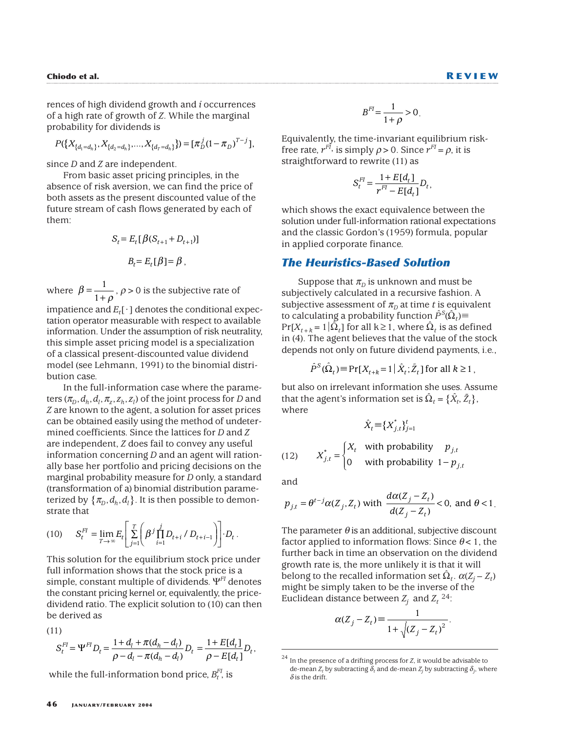rences of high dividend growth and $i$ occurrences of a high rate of growth of $Z$. While the marginal probability for dividends is

$$P(\{X_{\{d_1=d_h\}}, X_{\{d_2=d_h\}}, \ldots, X_{\{d_T=d_h\}}\}) = [\pi_D^j (1-\pi_D)^{T-j}],$$

since $D$ and $Z$ are independent.

From basic asset pricing principles, in the absence of risk aversion, we can find the price of both assets as the present discounted value of the future stream of cash flows generated by each of them:

$$S_t = E_t[\beta(S_{t+1} + D_{t+1})]$$

$$B_t = E_t[\beta] = \beta,$$

where $\beta = \frac{1}{1+\rho}$, $\rho > 0$ is the subjective rate of impatience and $E_t[\cdot]$ denotes the conditional expectation operator measurable with respect to available information. Under the assumption of risk neutrality, this simple asset pricing model is a specialization of a classical present-discounted value dividend model (see Lehmann, 1991) to the binomial distribution case.

In the full-information case where the parameters $(\pi_D, d_h, d_l, \pi_z, z_h, z_l)$ of the joint process for $D$ and $Z$ are known to the agent, a solution for asset prices can be obtained easily using the method of undetermined coefficients. Since the lattices for $D$ and $Z$ are independent, $Z$ does fail to convey any useful information concerning $D$ and an agent will rationally base her portfolio and pricing decisions on the marginal probability measure for $D$ only, a standard (transformation of a) binomial distribution parameterized by $\{\pi_D, d_h, d_l\}$. It is then possible to demonstrate that

$$(10) \qquad S_t^{FI} = \lim_{T\to\infty} E_t\left[\sum_{j=1}^{T}\left(\beta^j \prod_{i=1}^{j} D_{t+i}/D_{t+i-1}\right)\right]\cdot D_t.$$

This solution for the equilibrium stock price under full information shows that the stock price is a simple, constant multiple of dividends. $\Psi^{FI}$ denotes the constant pricing kernel or, equivalently, the price-dividend ratio. The explicit solution to (10) can then be derived as

(11)

$$S_t^{FI} = \Psi^{FI} D_t = \frac{1 + d_l + \pi(d_h - d_l)}{\rho - d_l - \pi(d_h - d_l)} D_t = \frac{1 + E[d_t]}{\rho - E[d_t]} D_t,$$

while the full-information bond price, $B_t^{FI}$, is

$$B^{FI} = \frac{1}{1+\rho} > 0.$$

Equivalently, the time-invariant equilibrium risk-free rate, $r^{FI}$, is simply $\rho > 0$. Since $r^{FI} = \rho$, it is straightforward to rewrite (11) as

$$S_t^{FI} = \frac{1 + E[d_t]}{r^{FI} - E[d_t]} D_t,$$

which shows the exact equivalence between the solution under full-information rational expectations and the classic Gordon's (1959) formula, popular in applied corporate finance.

## The Heuristics-Based Solution

Suppose that $\pi_D$ is unknown and must be subjectively calculated in a recursive fashion. A subjective assessment of $\pi_D$ at time $t$ is equivalent to calculating a probability function $\hat{P}^S(\hat{\Omega}_t) \equiv \Pr[X_{t+k} = 1 \mid \hat{\Omega}_t]$ for all $k \geq 1$, where $\hat{\Omega}_t$ is as defined in (4). The agent believes that the value of the stock depends not only on future dividend payments, i.e.,

$$\hat{P}^S(\hat{\Omega}_t) \equiv \Pr[X_{t+k} = 1 \mid \hat{X}_t; \tilde{Z}_t] \text{ for all } k \geq 1,$$

but also on irrelevant information she uses. Assume that the agent's information set is $\hat{\Omega}_t = \{\hat{X}_t, \tilde{Z}_t\}$, where

$$\hat{X}_t \equiv \{X_{j,t}^*\}_{j=1}^{t}$$

$$(12) \qquad X_{j,t}^* = \begin{cases} X_t & \text{with probability } \quad p_{j,t} \\ 0 & \text{with probability } \; 1 - p_{j,t} \end{cases}$$

and

$$p_{j,t} = \theta^{t-j}\alpha(Z_j, Z_t) \text{ with } \frac{d\alpha(Z_j - Z_t)}{d(Z_j - Z_t)} < 0, \text{ and } \theta < 1.$$

The parameter $\theta$ is an additional, subjective discount factor applied to information flows: Since $\theta < 1$, the further back in time an observation on the dividend growth rate is, the more unlikely it is that it will belong to the recalled information set $\hat{\Omega}_t$. $\alpha(Z_j - Z_t)$ might be simply taken to be the inverse of the Euclidean distance between $Z_j$ and $Z_t$ [24]:

$$\alpha(Z_j - Z_t) \equiv \frac{1}{1 + \sqrt{(Z_j - Z_t)^2}}.$$

---

[24] In the presence of a drifting process for $Z$, it would be advisable to de-mean $Z_t$ by subtracting $\delta_t$ and de-mean $Z_j$ by subtracting $\delta_j$, where $\delta$ is the drift.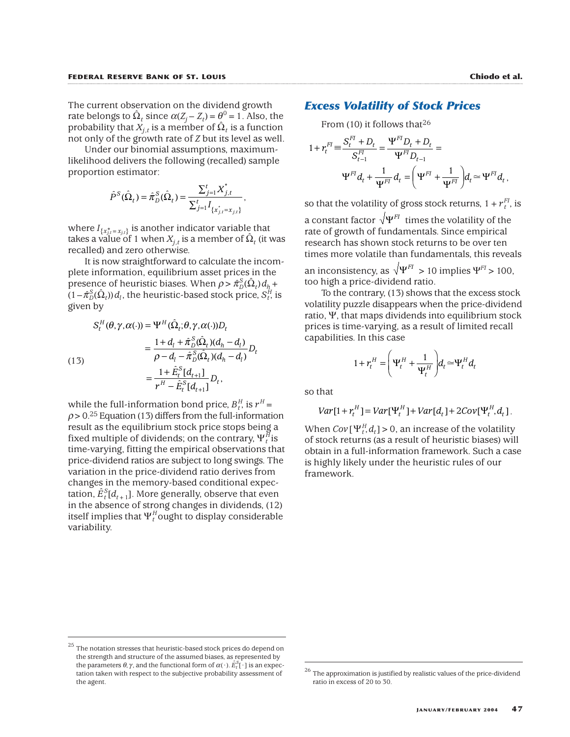The current observation on the dividend growth rate belongs to $\hat{\Omega}_t$ since $\alpha(Z_j - Z_t) = \theta^0 = 1$. Also, the probability that $X_{j,t}$ is a member of $\hat{\Omega}_t$ is a function not only of the growth rate of $Z$ but its level as well.

Under our binomial assumptions, maximum-likelihood delivers the following (recalled) sample proportion estimator:

$$\hat{P}^S(\hat{\Omega}_t) = \hat{\pi}_D^S(\hat{\Omega}_t) = \frac{\sum_{j=1}^{t} X_{j,t}^*}{\sum_{j=1}^{t} I_{\{x_{j,t}^* = x_{j,t}\}}},$$

where $I_{\{x_{j,t}^* = x_{j,t}\}}$ is another indicator variable that takes a value of 1 when $X_{j,t}$ is a member of $\hat{\Omega}_t$ (it was recalled) and zero otherwise.

It is now straightforward to calculate the incomplete information, equilibrium asset prices in the presence of heuristic biases. When $\rho > \hat{\pi}_D^S(\hat{\Omega}_t)d_h + (1 - \hat{\pi}_D^S(\hat{\Omega}_t))d_l$, the heuristic-based stock price, $S_t^H$, is given by

$$
\begin{aligned}
S_t^H(\theta,\gamma,\alpha(\cdot)) &= \Psi^H(\hat{\Omega}_t;\theta,\gamma,\alpha(\cdot))D_t \\
&= \frac{1 + d_l + \hat{\pi}_D^S(\hat{\Omega}_t)(d_h - d_l)}{\rho - d_l - \hat{\pi}_D^S(\hat{\Omega}_t)(d_h - d_l)}D_t \\
&= \frac{1 + \hat{E}_t^S[d_{t+1}]}{r^H - \hat{E}_t^S[d_{t+1}]}D_t,
\end{aligned}
\tag{13}
$$

while the full-information bond price, $B_t^H$, is $r^H = \rho > 0$.[25] Equation (13) differs from the full-information result as the equilibrium stock price stops being a fixed multiple of dividends; on the contrary, $\Psi_t^H$ is time-varying, fitting the empirical observations that price-dividend ratios are subject to long swings. The variation in the price-dividend ratio derives from changes in the memory-based conditional expectation, $\hat{E}_t^S[d_{t+1}]$. More generally, observe that even in the absence of strong changes in dividends, (12) itself implies that $\Psi_t^H$ ought to display considerable variability.

## Excess Volatility of Stock Prices

From (10) it follows that[26]

$$
\begin{aligned}
1 + r_t^{FI} \equiv \frac{S_t^{FI} + D_t}{S_{t-1}^{FI}} &= \frac{\Psi^{FI}D_t + D_t}{\Psi^{FI}D_{t-1}} = \\
\Psi^{FI}d_t + \frac{1}{\Psi^{FI}}d_t &= \left(\Psi^{FI} + \frac{1}{\Psi^{FI}}\right)d_t \simeq \Psi^{FI}d_t,
\end{aligned}
$$

so that the volatility of gross stock returns, $1 + r_t^{FI}$, is a constant factor $\sqrt{\Psi^{FI}}$ times the volatility of the rate of growth of fundamentals. Since empirical research has shown stock returns to be over ten times more volatile than fundamentals, this reveals an inconsistency, as $\sqrt{\Psi^{FI}} > 10$ implies $\Psi^{FI} > 100$, too high a price-dividend ratio.

To the contrary, (13) shows that the excess stock volatility puzzle disappears when the price-dividend ratio, $\Psi$, that maps dividends into equilibrium stock prices is time-varying, as a result of limited recall capabilities. In this case

$$1 + r_t^H = \left(\Psi_t^H + \frac{1}{\Psi_t^H}\right)d_t \simeq \Psi_t^H d_t$$

so that

$$Var[1 + r_t^H] = Var[\Psi_t^H] + Var[d_t] + 2Cov[\Psi_t^H, d_t].$$

When $Cov[\Psi_t^H, d_t] > 0$, an increase of the volatility of stock returns (as a result of heuristic biases) will obtain in a full-information framework. Such a case is highly likely under the heuristic rules of our framework.

---

[25] The notation stresses that heuristic-based stock prices do depend on the strength and structure of the assumed biases, as represented by the parameters $\theta, \gamma$, and the functional form of $\alpha(\cdot)$. $\hat{E}_t^S[\cdot]$ is an expectation taken with respect to the subjective probability assessment of the agent.

[26] The approximation is justified by realistic values of the price-dividend ratio in excess of 20 to 30.